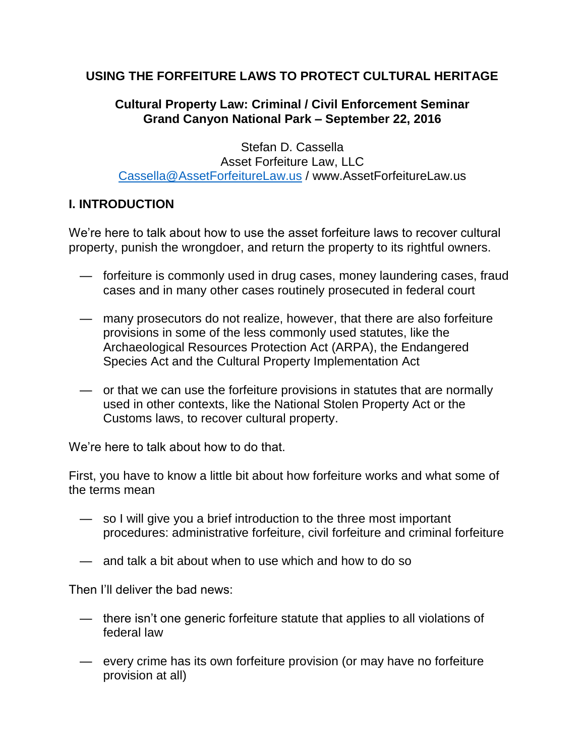# USING THE FORFEITURE LAWS TO PROTECT CULTURAL HERITAGE

**Cultural Property Law: Criminal / Civil Enforcement Seminar**
**Grand Canyon National Park – September 22, 2016**

Stefan D. Cassella
Asset Forfeiture Law, LLC
Cassella@AssetForfeitureLaw.us / www.AssetForfeitureLaw.us

## I. INTRODUCTION

We're here to talk about how to use the asset forfeiture laws to recover cultural property, punish the wrongdoer, and return the property to its rightful owners.

— forfeiture is commonly used in drug cases, money laundering cases, fraud cases and in many other cases routinely prosecuted in federal court

— many prosecutors do not realize, however, that there are also forfeiture provisions in some of the less commonly used statutes, like the Archaeological Resources Protection Act (ARPA), the Endangered Species Act and the Cultural Property Implementation Act

— or that we can use the forfeiture provisions in statutes that are normally used in other contexts, like the National Stolen Property Act or the Customs laws, to recover cultural property.

We're here to talk about how to do that.

First, you have to know a little bit about how forfeiture works and what some of the terms mean

— so I will give you a brief introduction to the three most important procedures: administrative forfeiture, civil forfeiture and criminal forfeiture

— and talk a bit about when to use which and how to do so

Then I'll deliver the bad news:

— there isn't one generic forfeiture statute that applies to all violations of federal law

— every crime has its own forfeiture provision (or may have no forfeiture provision at all)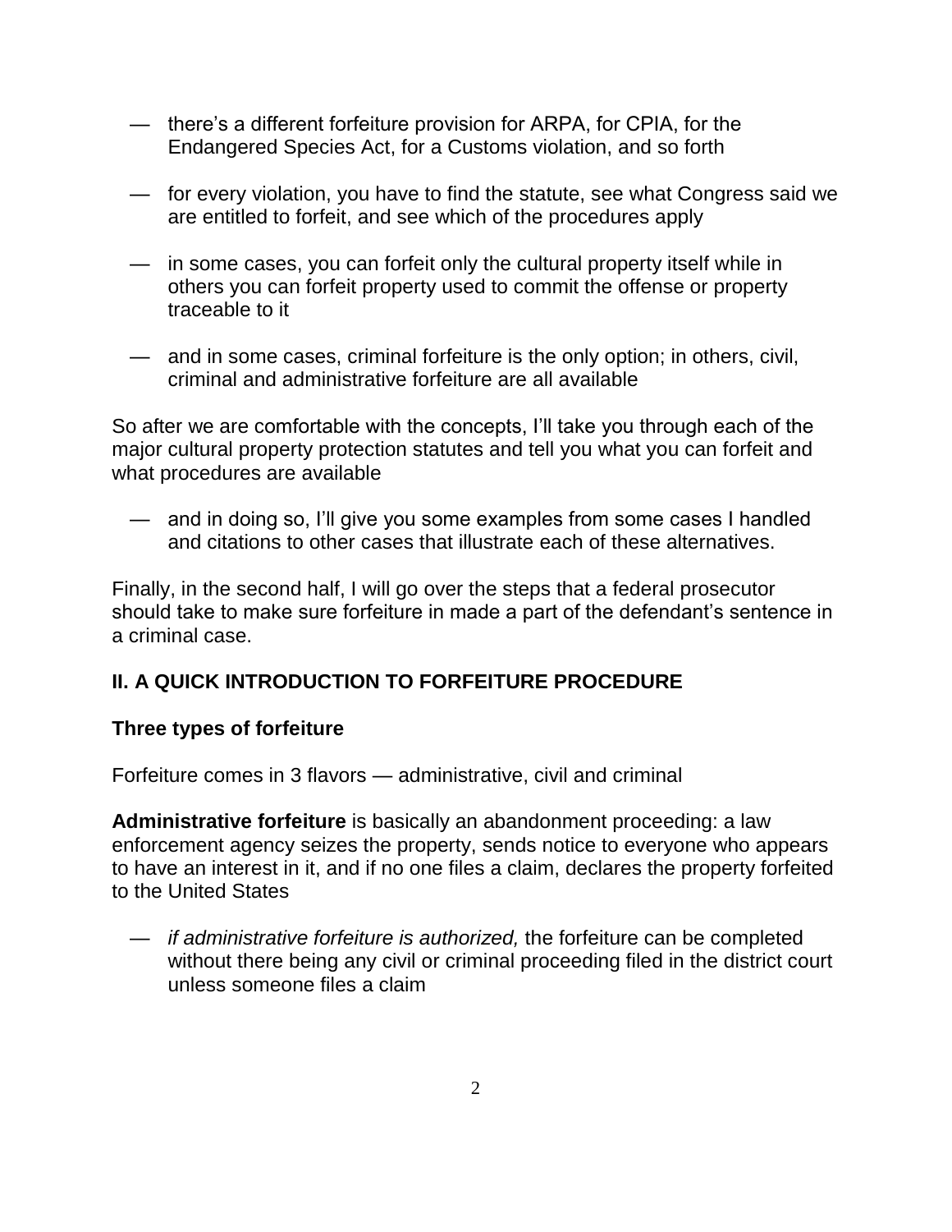— there's a different forfeiture provision for ARPA, for CPIA, for the Endangered Species Act, for a Customs violation, and so forth

— for every violation, you have to find the statute, see what Congress said we are entitled to forfeit, and see which of the procedures apply

— in some cases, you can forfeit only the cultural property itself while in others you can forfeit property used to commit the offense or property traceable to it

— and in some cases, criminal forfeiture is the only option; in others, civil, criminal and administrative forfeiture are all available

So after we are comfortable with the concepts, I'll take you through each of the major cultural property protection statutes and tell you what you can forfeit and what procedures are available

— and in doing so, I'll give you some examples from some cases I handled and citations to other cases that illustrate each of these alternatives.

Finally, in the second half, I will go over the steps that a federal prosecutor should take to make sure forfeiture in made a part of the defendant's sentence in a criminal case.

## II. A QUICK INTRODUCTION TO FORFEITURE PROCEDURE

### Three types of forfeiture

Forfeiture comes in 3 flavors — administrative, civil and criminal

**Administrative forfeiture** is basically an abandonment proceeding: a law enforcement agency seizes the property, sends notice to everyone who appears to have an interest in it, and if no one files a claim, declares the property forfeited to the United States

— *if administrative forfeiture is authorized,* the forfeiture can be completed without there being any civil or criminal proceeding filed in the district court unless someone files a claim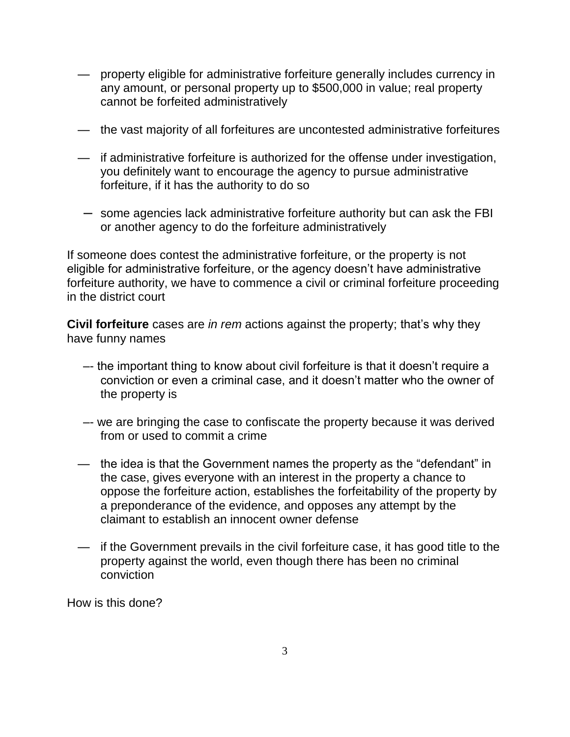- property eligible for administrative forfeiture generally includes currency in any amount, or personal property up to $500,000 in value; real property cannot be forfeited administratively

- the vast majority of all forfeitures are uncontested administrative forfeitures

- if administrative forfeiture is authorized for the offense under investigation, you definitely want to encourage the agency to pursue administrative forfeiture, if it has the authority to do so

- some agencies lack administrative forfeiture authority but can ask the FBI or another agency to do the forfeiture administratively

If someone does contest the administrative forfeiture, or the property is not eligible for administrative forfeiture, or the agency doesn't have administrative forfeiture authority, we have to commence a civil or criminal forfeiture proceeding in the district court

**Civil forfeiture** cases are *in rem* actions against the property; that's why they have funny names

- the important thing to know about civil forfeiture is that it doesn't require a conviction or even a criminal case, and it doesn't matter who the owner of the property is

- we are bringing the case to confiscate the property because it was derived from or used to commit a crime

- the idea is that the Government names the property as the "defendant" in the case, gives everyone with an interest in the property a chance to oppose the forfeiture action, establishes the forfeitability of the property by a preponderance of the evidence, and opposes any attempt by the claimant to establish an innocent owner defense

- if the Government prevails in the civil forfeiture case, it has good title to the property against the world, even though there has been no criminal conviction

How is this done?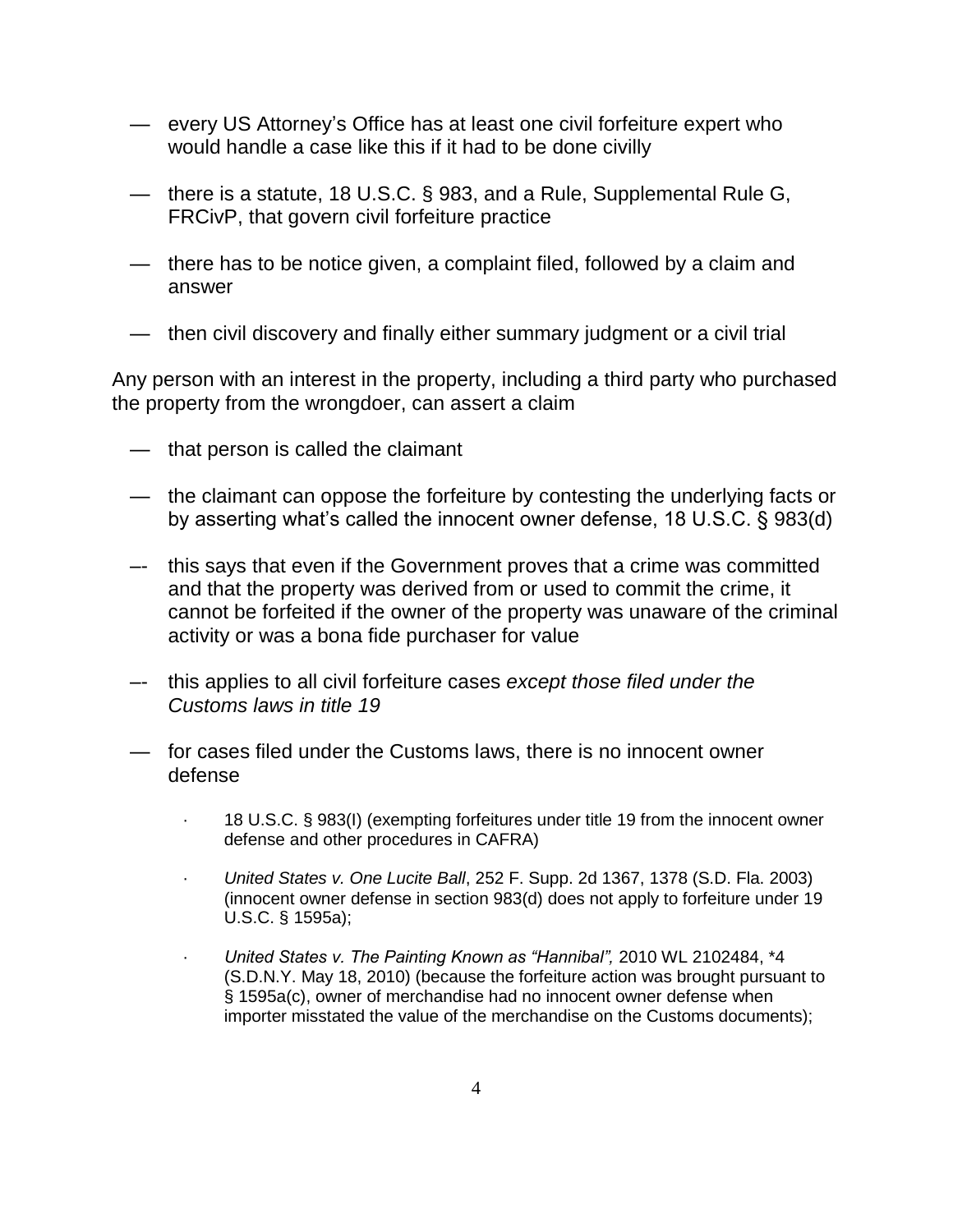- every US Attorney's Office has at least one civil forfeiture expert who would handle a case like this if it had to be done civilly
- there is a statute, 18 U.S.C. § 983, and a Rule, Supplemental Rule G, FRCivP, that govern civil forfeiture practice
- there has to be notice given, a complaint filed, followed by a claim and answer
- then civil discovery and finally either summary judgment or a civil trial

Any person with an interest in the property, including a third party who purchased the property from the wrongdoer, can assert a claim

- that person is called the claimant
- the claimant can oppose the forfeiture by contesting the underlying facts or by asserting what's called the innocent owner defense, 18 U.S.C. § 983(d)
- this says that even if the Government proves that a crime was committed and that the property was derived from or used to commit the crime, it cannot be forfeited if the owner of the property was unaware of the criminal activity or was a bona fide purchaser for value
- this applies to all civil forfeiture cases *except those filed under the Customs laws in title 19*
- for cases filed under the Customs laws, there is no innocent owner defense
    - 18 U.S.C. § 983(I) (exempting forfeitures under title 19 from the innocent owner defense and other procedures in CAFRA)
    - *United States v. One Lucite Ball*, 252 F. Supp. 2d 1367, 1378 (S.D. Fla. 2003) (innocent owner defense in section 983(d) does not apply to forfeiture under 19 U.S.C. § 1595a);
    - *United States v. The Painting Known as "Hannibal",* 2010 WL 2102484, *4 (S.D.N.Y. May 18, 2010) (because the forfeiture action was brought pursuant to § 1595a(c), owner of merchandise had no innocent owner defense when importer misstated the value of the merchandise on the Customs documents);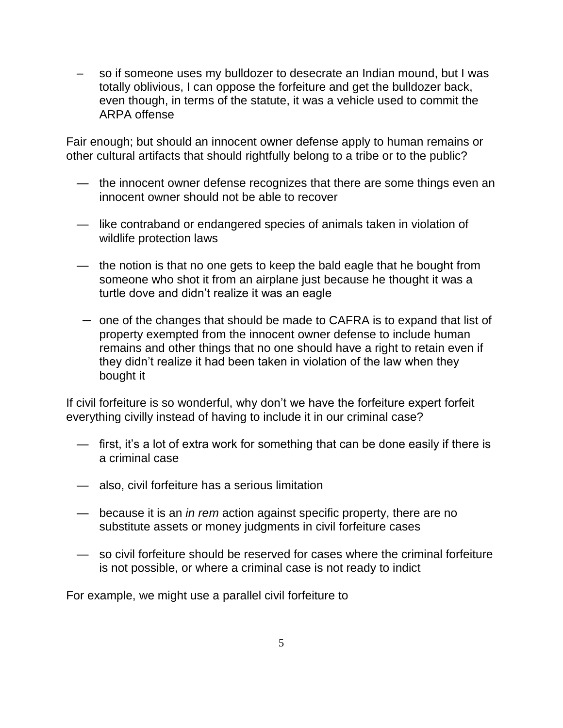- so if someone uses my bulldozer to desecrate an Indian mound, but I was totally oblivious, I can oppose the forfeiture and get the bulldozer back, even though, in terms of the statute, it was a vehicle used to commit the ARPA offense

Fair enough; but should an innocent owner defense apply to human remains or other cultural artifacts that should rightfully belong to a tribe or to the public?

- the innocent owner defense recognizes that there are some things even an innocent owner should not be able to recover
- like contraband or endangered species of animals taken in violation of wildlife protection laws
- the notion is that no one gets to keep the bald eagle that he bought from someone who shot it from an airplane just because he thought it was a turtle dove and didn't realize it was an eagle
- one of the changes that should be made to CAFRA is to expand that list of property exempted from the innocent owner defense to include human remains and other things that no one should have a right to retain even if they didn't realize it had been taken in violation of the law when they bought it

If civil forfeiture is so wonderful, why don't we have the forfeiture expert forfeit everything civilly instead of having to include it in our criminal case?

- first, it's a lot of extra work for something that can be done easily if there is a criminal case
- also, civil forfeiture has a serious limitation
- because it is an *in rem* action against specific property, there are no substitute assets or money judgments in civil forfeiture cases
- so civil forfeiture should be reserved for cases where the criminal forfeiture is not possible, or where a criminal case is not ready to indict

For example, we might use a parallel civil forfeiture to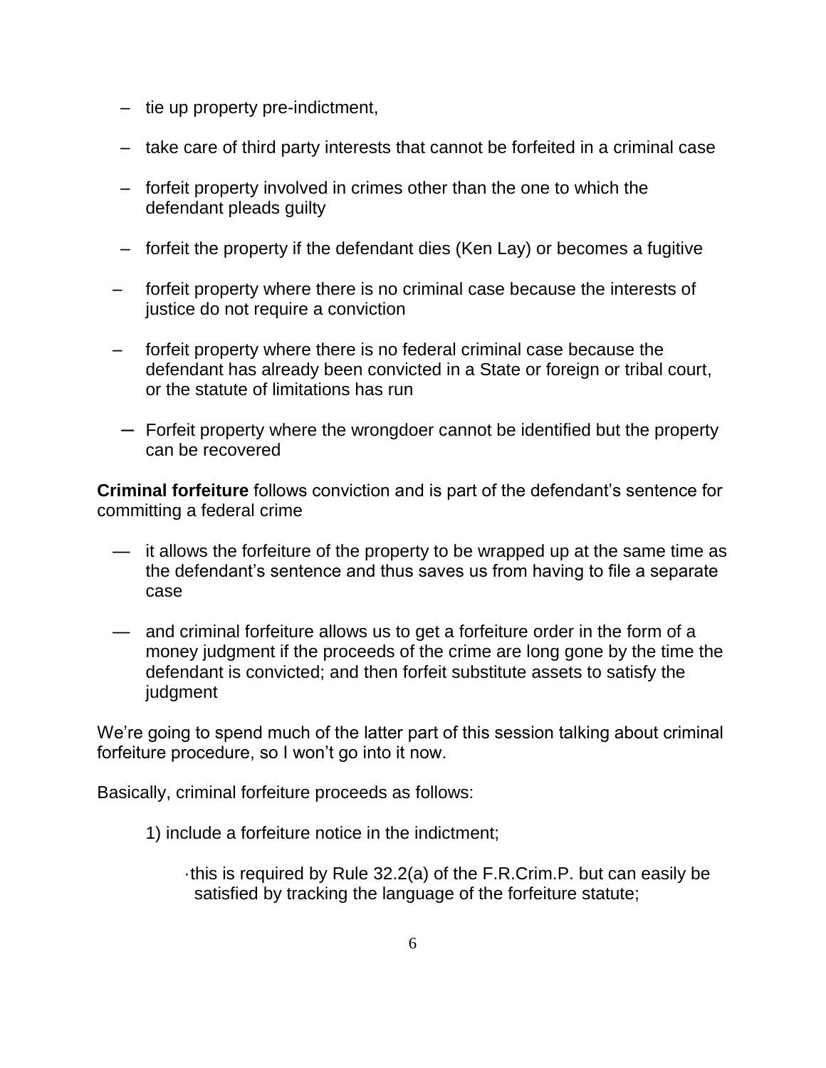- tie up property pre-indictment,
- take care of third party interests that cannot be forfeited in a criminal case
- forfeit property involved in crimes other than the one to which the defendant pleads guilty
- forfeit the property if the defendant dies (Ken Lay) or becomes a fugitive
- forfeit property where there is no criminal case because the interests of justice do not require a conviction
- forfeit property where there is no federal criminal case because the defendant has already been convicted in a State or foreign or tribal court, or the statute of limitations has run
- Forfeit property where the wrongdoer cannot be identified but the property can be recovered

**Criminal forfeiture** follows conviction and is part of the defendant's sentence for committing a federal crime

- it allows the forfeiture of the property to be wrapped up at the same time as the defendant's sentence and thus saves us from having to file a separate case
- and criminal forfeiture allows us to get a forfeiture order in the form of a money judgment if the proceeds of the crime are long gone by the time the defendant is convicted; and then forfeit substitute assets to satisfy the judgment

We're going to spend much of the latter part of this session talking about criminal forfeiture procedure, so I won't go into it now.

Basically, criminal forfeiture proceeds as follows:

1) include a forfeiture notice in the indictment;

   - this is required by Rule 32.2(a) of the F.R.Crim.P. but can easily be satisfied by tracking the language of the forfeiture statute;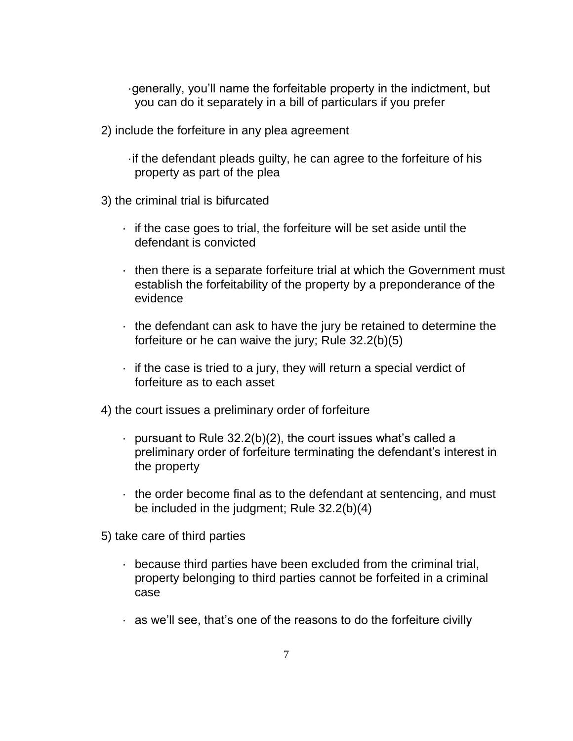- generally, you'll name the forfeitable property in the indictment, but you can do it separately in a bill of particulars if you prefer

2) include the forfeiture in any plea agreement

- if the defendant pleads guilty, he can agree to the forfeiture of his property as part of the plea

3) the criminal trial is bifurcated

- if the case goes to trial, the forfeiture will be set aside until the defendant is convicted
- then there is a separate forfeiture trial at which the Government must establish the forfeitability of the property by a preponderance of the evidence
- the defendant can ask to have the jury be retained to determine the forfeiture or he can waive the jury; Rule 32.2(b)(5)
- if the case is tried to a jury, they will return a special verdict of forfeiture as to each asset

4) the court issues a preliminary order of forfeiture

- pursuant to Rule 32.2(b)(2), the court issues what's called a preliminary order of forfeiture terminating the defendant's interest in the property
- the order become final as to the defendant at sentencing, and must be included in the judgment; Rule 32.2(b)(4)

5) take care of third parties

- because third parties have been excluded from the criminal trial, property belonging to third parties cannot be forfeited in a criminal case
- as we'll see, that's one of the reasons to do the forfeiture civilly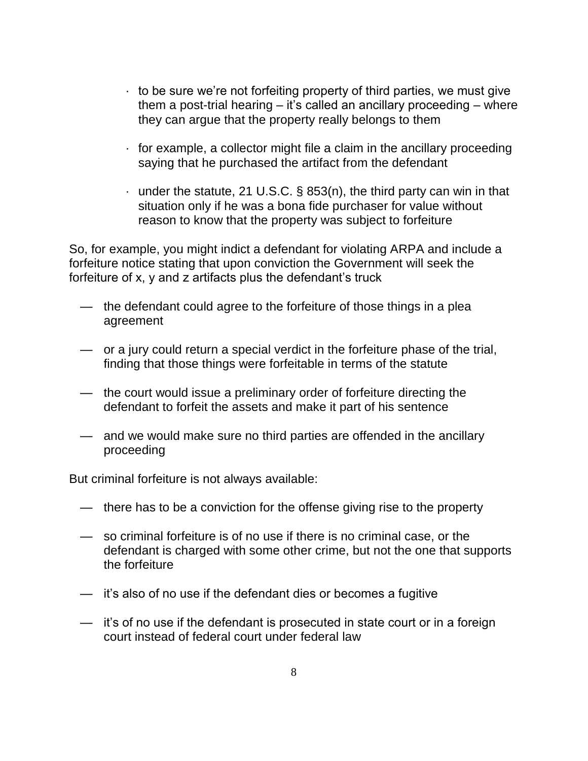- to be sure we're not forfeiting property of third parties, we must give them a post-trial hearing – it's called an ancillary proceeding – where they can argue that the property really belongs to them

- for example, a collector might file a claim in the ancillary proceeding saying that he purchased the artifact from the defendant

- under the statute, 21 U.S.C. § 853(n), the third party can win in that situation only if he was a bona fide purchaser for value without reason to know that the property was subject to forfeiture

So, for example, you might indict a defendant for violating ARPA and include a forfeiture notice stating that upon conviction the Government will seek the forfeiture of x, y and z artifacts plus the defendant's truck

- the defendant could agree to the forfeiture of those things in a plea agreement

- or a jury could return a special verdict in the forfeiture phase of the trial, finding that those things were forfeitable in terms of the statute

- the court would issue a preliminary order of forfeiture directing the defendant to forfeit the assets and make it part of his sentence

- and we would make sure no third parties are offended in the ancillary proceeding

But criminal forfeiture is not always available:

- there has to be a conviction for the offense giving rise to the property

- so criminal forfeiture is of no use if there is no criminal case, or the defendant is charged with some other crime, but not the one that supports the forfeiture

- it's also of no use if the defendant dies or becomes a fugitive

- it's of no use if the defendant is prosecuted in state court or in a foreign court instead of federal court under federal law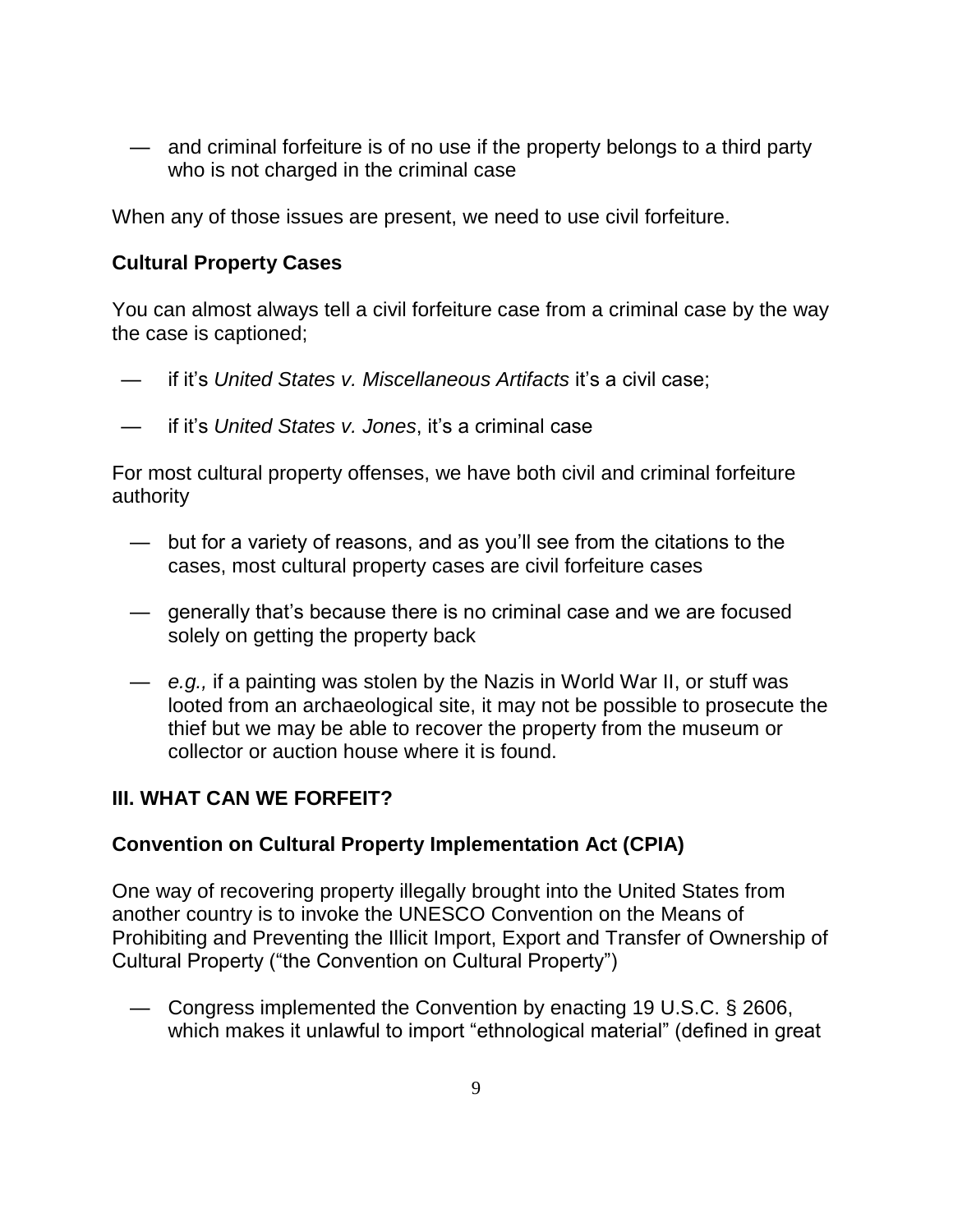— and criminal forfeiture is of no use if the property belongs to a third party who is not charged in the criminal case

When any of those issues are present, we need to use civil forfeiture.

**Cultural Property Cases**

You can almost always tell a civil forfeiture case from a criminal case by the way the case is captioned;

— if it's *United States v. Miscellaneous Artifacts* it's a civil case;

— if it's *United States v. Jones*, it's a criminal case

For most cultural property offenses, we have both civil and criminal forfeiture authority

— but for a variety of reasons, and as you'll see from the citations to the cases, most cultural property cases are civil forfeiture cases

— generally that's because there is no criminal case and we are focused solely on getting the property back

— *e.g.,* if a painting was stolen by the Nazis in World War II, or stuff was looted from an archaeological site, it may not be possible to prosecute the thief but we may be able to recover the property from the museum or collector or auction house where it is found.

## III. WHAT CAN WE FORFEIT?

**Convention on Cultural Property Implementation Act (CPIA)**

One way of recovering property illegally brought into the United States from another country is to invoke the UNESCO Convention on the Means of Prohibiting and Preventing the Illicit Import, Export and Transfer of Ownership of Cultural Property ("the Convention on Cultural Property")

— Congress implemented the Convention by enacting 19 U.S.C. § 2606, which makes it unlawful to import "ethnological material" (defined in great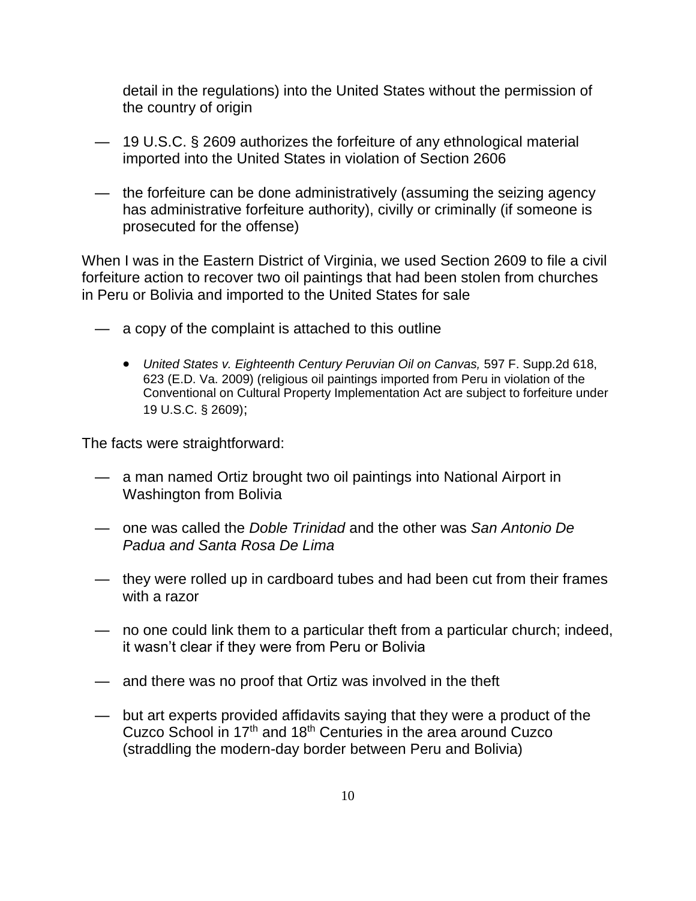detail in the regulations) into the United States without the permission of the country of origin

— 19 U.S.C. § 2609 authorizes the forfeiture of any ethnological material imported into the United States in violation of Section 2606

— the forfeiture can be done administratively (assuming the seizing agency has administrative forfeiture authority), civilly or criminally (if someone is prosecuted for the offense)

When I was in the Eastern District of Virginia, we used Section 2609 to file a civil forfeiture action to recover two oil paintings that had been stolen from churches in Peru or Bolivia and imported to the United States for sale

— a copy of the complaint is attached to this outline

- *United States v. Eighteenth Century Peruvian Oil on Canvas,* 597 F. Supp.2d 618, 623 (E.D. Va. 2009) (religious oil paintings imported from Peru in violation of the Conventional on Cultural Property Implementation Act are subject to forfeiture under 19 U.S.C. § 2609);

The facts were straightforward:

— a man named Ortiz brought two oil paintings into National Airport in Washington from Bolivia

— one was called the *Doble Trinidad* and the other was *San Antonio De Padua and Santa Rosa De Lima*

— they were rolled up in cardboard tubes and had been cut from their frames with a razor

— no one could link them to a particular theft from a particular church; indeed, it wasn't clear if they were from Peru or Bolivia

— and there was no proof that Ortiz was involved in the theft

— but art experts provided affidavits saying that they were a product of the Cuzco School in 17th and 18th Centuries in the area around Cuzco (straddling the modern-day border between Peru and Bolivia)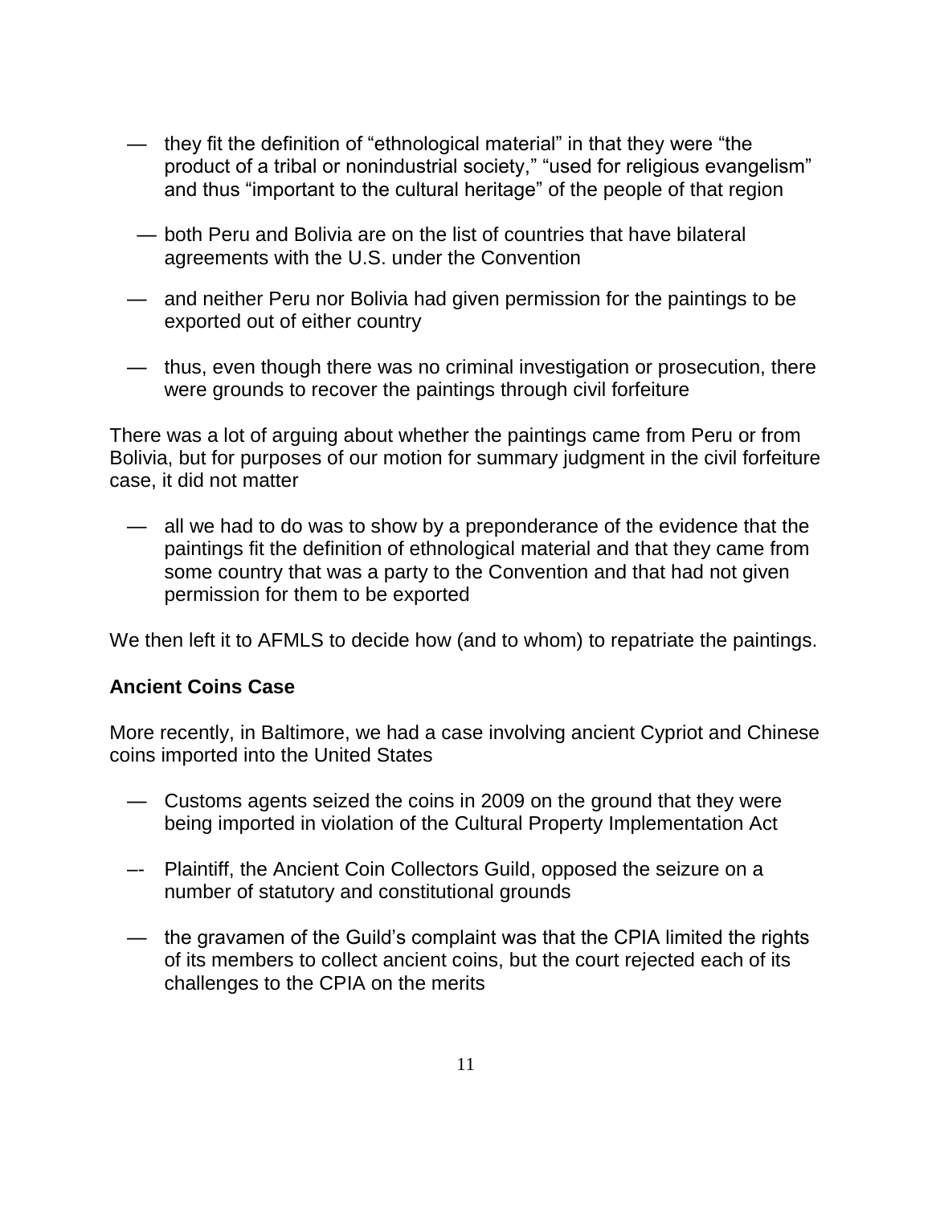— they fit the definition of "ethnological material" in that they were "the product of a tribal or nonindustrial society," "used for religious evangelism" and thus "important to the cultural heritage" of the people of that region

— both Peru and Bolivia are on the list of countries that have bilateral agreements with the U.S. under the Convention

— and neither Peru nor Bolivia had given permission for the paintings to be exported out of either country

— thus, even though there was no criminal investigation or prosecution, there were grounds to recover the paintings through civil forfeiture

There was a lot of arguing about whether the paintings came from Peru or from Bolivia, but for purposes of our motion for summary judgment in the civil forfeiture case, it did not matter

— all we had to do was to show by a preponderance of the evidence that the paintings fit the definition of ethnological material and that they came from some country that was a party to the Convention and that had not given permission for them to be exported

We then left it to AFMLS to decide how (and to whom) to repatriate the paintings.

**Ancient Coins Case**

More recently, in Baltimore, we had a case involving ancient Cypriot and Chinese coins imported into the United States

— Customs agents seized the coins in 2009 on the ground that they were being imported in violation of the Cultural Property Implementation Act

–- Plaintiff, the Ancient Coin Collectors Guild, opposed the seizure on a number of statutory and constitutional grounds

— the gravamen of the Guild's complaint was that the CPIA limited the rights of its members to collect ancient coins, but the court rejected each of its challenges to the CPIA on the merits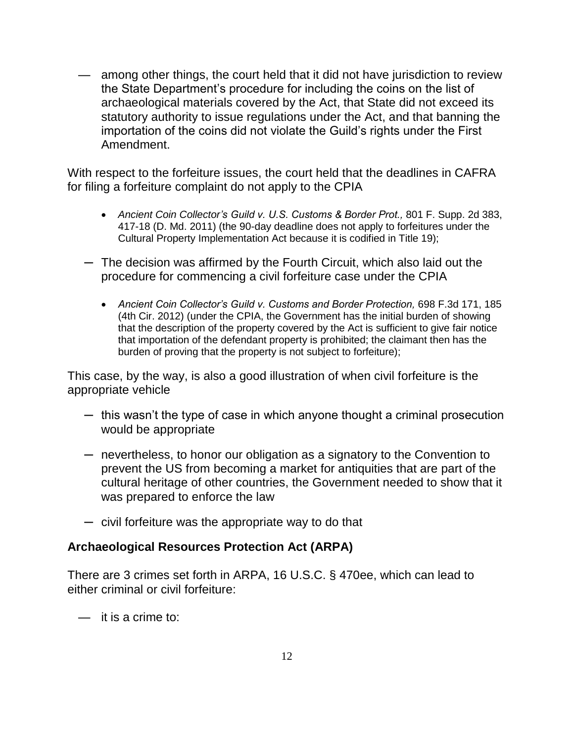— among other things, the court held that it did not have jurisdiction to review the State Department's procedure for including the coins on the list of archaeological materials covered by the Act, that State did not exceed its statutory authority to issue regulations under the Act, and that banning the importation of the coins did not violate the Guild's rights under the First Amendment.

With respect to the forfeiture issues, the court held that the deadlines in CAFRA for filing a forfeiture complaint do not apply to the CPIA

- *Ancient Coin Collector's Guild v. U.S. Customs & Border Prot.,* 801 F. Supp. 2d 383, 417-18 (D. Md. 2011) (the 90-day deadline does not apply to forfeitures under the Cultural Property Implementation Act because it is codified in Title 19);

– The decision was affirmed by the Fourth Circuit, which also laid out the procedure for commencing a civil forfeiture case under the CPIA

  - *Ancient Coin Collector's Guild v. Customs and Border Protection,* 698 F.3d 171, 185 (4th Cir. 2012) (under the CPIA, the Government has the initial burden of showing that the description of the property covered by the Act is sufficient to give fair notice that importation of the defendant property is prohibited; the claimant then has the burden of proving that the property is not subject to forfeiture);

This case, by the way, is also a good illustration of when civil forfeiture is the appropriate vehicle

– this wasn't the type of case in which anyone thought a criminal prosecution would be appropriate

– nevertheless, to honor our obligation as a signatory to the Convention to prevent the US from becoming a market for antiquities that are part of the cultural heritage of other countries, the Government needed to show that it was prepared to enforce the law

– civil forfeiture was the appropriate way to do that

**Archaeological Resources Protection Act (ARPA)**

There are 3 crimes set forth in ARPA, 16 U.S.C. § 470ee, which can lead to either criminal or civil forfeiture:

— it is a crime to: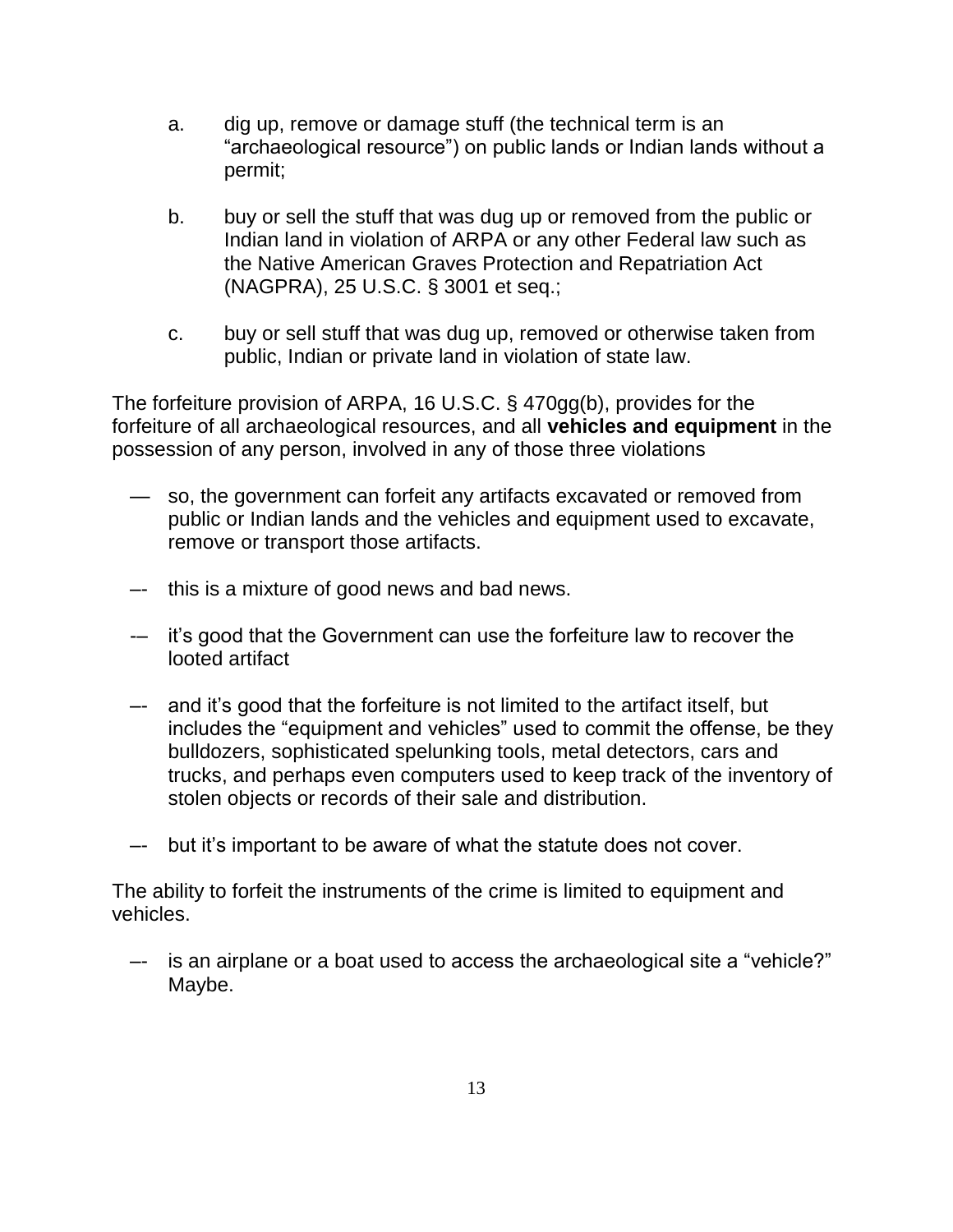a. dig up, remove or damage stuff (the technical term is an "archaeological resource") on public lands or Indian lands without a permit;

b. buy or sell the stuff that was dug up or removed from the public or Indian land in violation of ARPA or any other Federal law such as the Native American Graves Protection and Repatriation Act (NAGPRA), 25 U.S.C. § 3001 et seq.;

c. buy or sell stuff that was dug up, removed or otherwise taken from public, Indian or private land in violation of state law.

The forfeiture provision of ARPA, 16 U.S.C. § 470gg(b), provides for the forfeiture of all archaeological resources, and all **vehicles and equipment** in the possession of any person, involved in any of those three violations

— so, the government can forfeit any artifacts excavated or removed from public or Indian lands and the vehicles and equipment used to excavate, remove or transport those artifacts.

–- this is a mixture of good news and bad news.

-– it's good that the Government can use the forfeiture law to recover the looted artifact

–- and it's good that the forfeiture is not limited to the artifact itself, but includes the "equipment and vehicles" used to commit the offense, be they bulldozers, sophisticated spelunking tools, metal detectors, cars and trucks, and perhaps even computers used to keep track of the inventory of stolen objects or records of their sale and distribution.

–- but it's important to be aware of what the statute does not cover.

The ability to forfeit the instruments of the crime is limited to equipment and vehicles.

–- is an airplane or a boat used to access the archaeological site a "vehicle?" Maybe.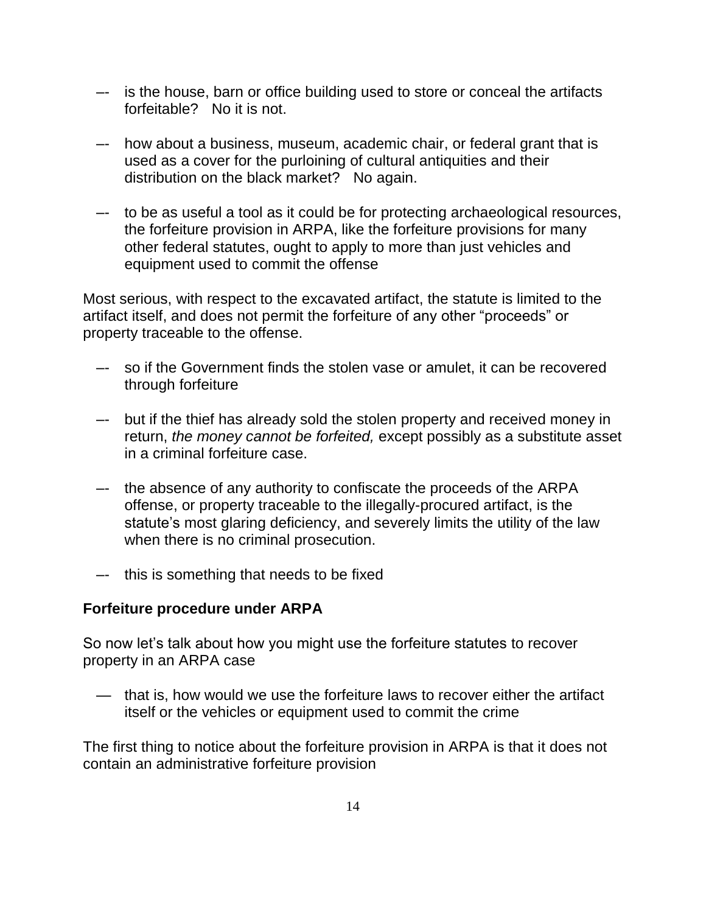- is the house, barn or office building used to store or conceal the artifacts forfeitable? No it is not.

- how about a business, museum, academic chair, or federal grant that is used as a cover for the purloining of cultural antiquities and their distribution on the black market? No again.

- to be as useful a tool as it could be for protecting archaeological resources, the forfeiture provision in ARPA, like the forfeiture provisions for many other federal statutes, ought to apply to more than just vehicles and equipment used to commit the offense

Most serious, with respect to the excavated artifact, the statute is limited to the artifact itself, and does not permit the forfeiture of any other "proceeds" or property traceable to the offense.

- so if the Government finds the stolen vase or amulet, it can be recovered through forfeiture

- but if the thief has already sold the stolen property and received money in return, *the money cannot be forfeited,* except possibly as a substitute asset in a criminal forfeiture case.

- the absence of any authority to confiscate the proceeds of the ARPA offense, or property traceable to the illegally-procured artifact, is the statute's most glaring deficiency, and severely limits the utility of the law when there is no criminal prosecution.

- this is something that needs to be fixed

**Forfeiture procedure under ARPA**

So now let's talk about how you might use the forfeiture statutes to recover property in an ARPA case

- that is, how would we use the forfeiture laws to recover either the artifact itself or the vehicles or equipment used to commit the crime

The first thing to notice about the forfeiture provision in ARPA is that it does not contain an administrative forfeiture provision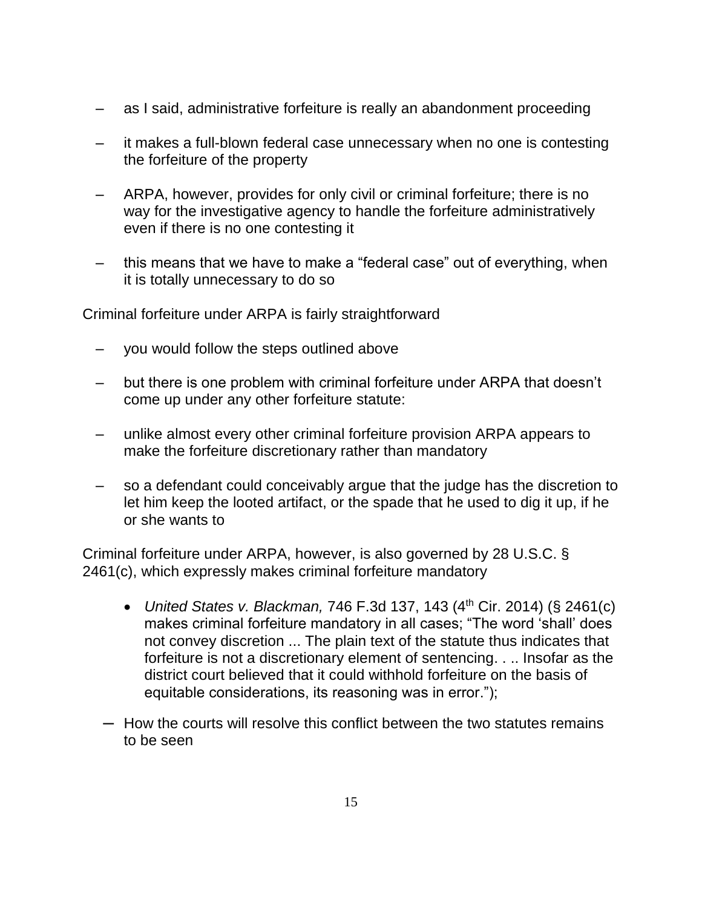– as I said, administrative forfeiture is really an abandonment proceeding

– it makes a full-blown federal case unnecessary when no one is contesting the forfeiture of the property

– ARPA, however, provides for only civil or criminal forfeiture; there is no way for the investigative agency to handle the forfeiture administratively even if there is no one contesting it

– this means that we have to make a "federal case" out of everything, when it is totally unnecessary to do so

Criminal forfeiture under ARPA is fairly straightforward

– you would follow the steps outlined above

– but there is one problem with criminal forfeiture under ARPA that doesn't come up under any other forfeiture statute:

– unlike almost every other criminal forfeiture provision ARPA appears to make the forfeiture discretionary rather than mandatory

– so a defendant could conceivably argue that the judge has the discretion to let him keep the looted artifact, or the spade that he used to dig it up, if he or she wants to

Criminal forfeiture under ARPA, however, is also governed by 28 U.S.C. § 2461(c), which expressly makes criminal forfeiture mandatory

- *United States v. Blackman,* 746 F.3d 137, 143 (4th Cir. 2014) (§ 2461(c) makes criminal forfeiture mandatory in all cases; "The word 'shall' does not convey discretion ... The plain text of the statute thus indicates that forfeiture is not a discretionary element of sentencing. . .. Insofar as the district court believed that it could withhold forfeiture on the basis of equitable considerations, its reasoning was in error.");

– How the courts will resolve this conflict between the two statutes remains to be seen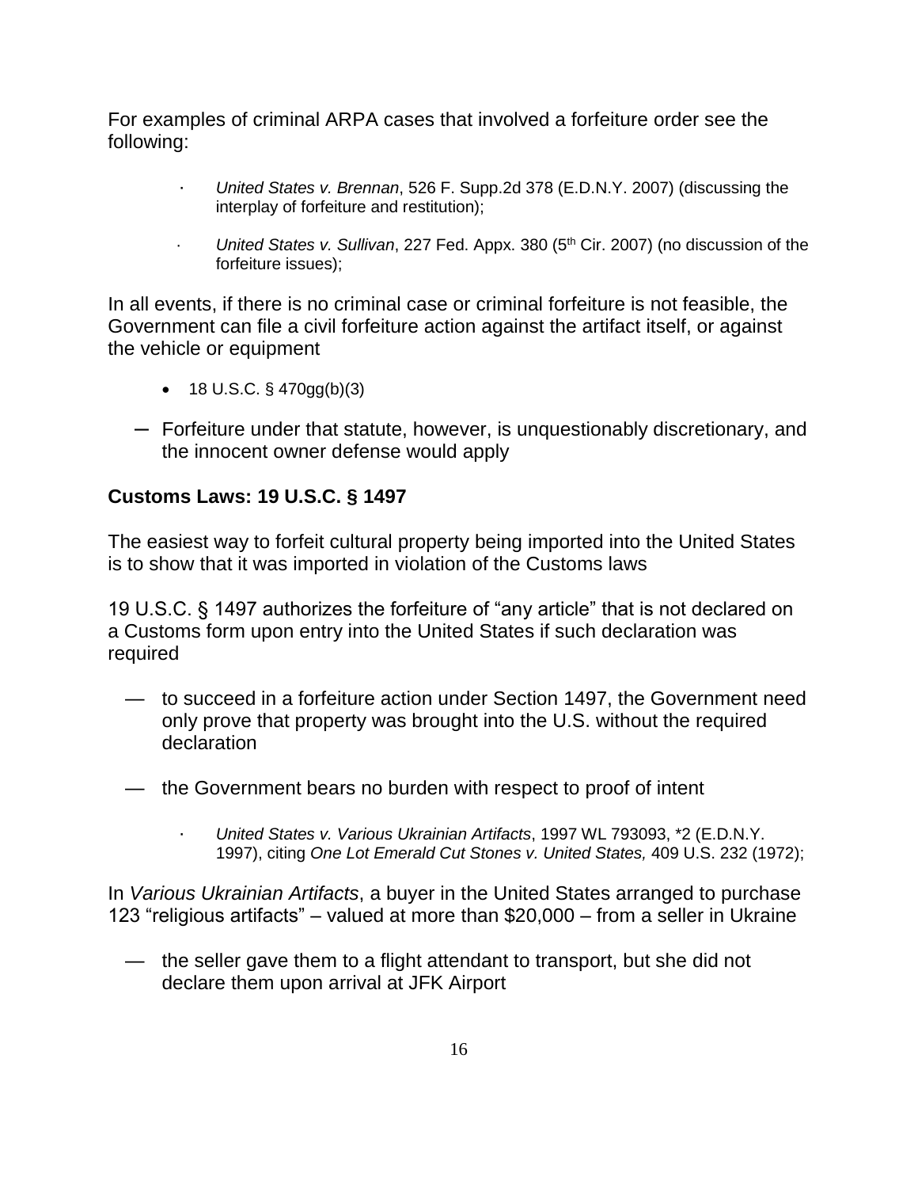For examples of criminal ARPA cases that involved a forfeiture order see the following:

- *United States v. Brennan*, 526 F. Supp.2d 378 (E.D.N.Y. 2007) (discussing the interplay of forfeiture and restitution);
- *United States v. Sullivan*, 227 Fed. Appx. 380 (5th Cir. 2007) (no discussion of the forfeiture issues);

In all events, if there is no criminal case or criminal forfeiture is not feasible, the Government can file a civil forfeiture action against the artifact itself, or against the vehicle or equipment

- 18 U.S.C. § 470gg(b)(3)

– Forfeiture under that statute, however, is unquestionably discretionary, and the innocent owner defense would apply

**Customs Laws: 19 U.S.C. § 1497**

The easiest way to forfeit cultural property being imported into the United States is to show that it was imported in violation of the Customs laws

19 U.S.C. § 1497 authorizes the forfeiture of "any article" that is not declared on a Customs form upon entry into the United States if such declaration was required

— to succeed in a forfeiture action under Section 1497, the Government need only prove that property was brought into the U.S. without the required declaration

— the Government bears no burden with respect to proof of intent

- *United States v. Various Ukrainian Artifacts*, 1997 WL 793093, *2 (E.D.N.Y. 1997), citing *One Lot Emerald Cut Stones v. United States,* 409 U.S. 232 (1972);

In *Various Ukrainian Artifacts*, a buyer in the United States arranged to purchase 123 "religious artifacts" – valued at more than $20,000 – from a seller in Ukraine

— the seller gave them to a flight attendant to transport, but she did not declare them upon arrival at JFK Airport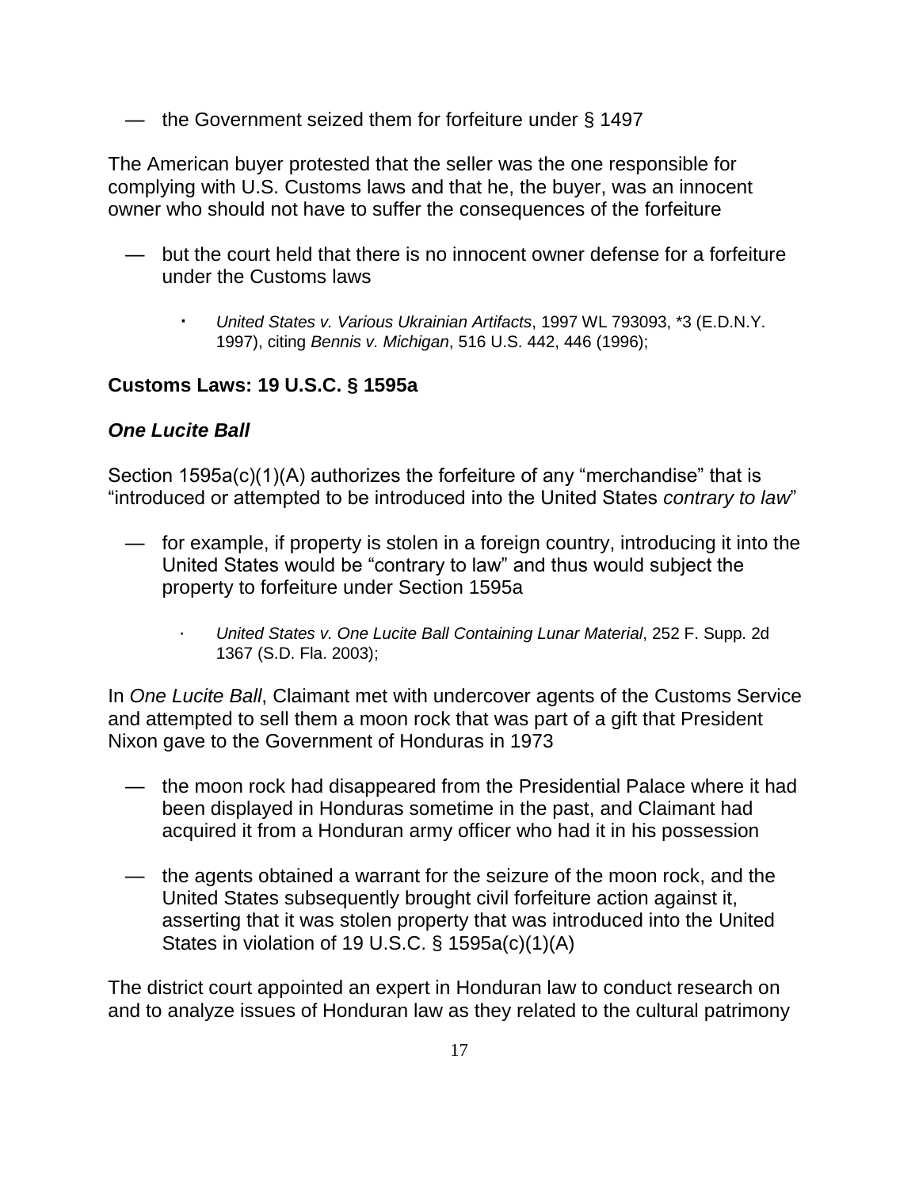— the Government seized them for forfeiture under § 1497

The American buyer protested that the seller was the one responsible for complying with U.S. Customs laws and that he, the buyer, was an innocent owner who should not have to suffer the consequences of the forfeiture

— but the court held that there is no innocent owner defense for a forfeiture under the Customs laws

- *United States v. Various Ukrainian Artifacts*, 1997 WL 793093, *3 (E.D.N.Y. 1997), citing *Bennis v. Michigan*, 516 U.S. 442, 446 (1996);

**Customs Laws: 19 U.S.C. § 1595a**

***One Lucite Ball***

Section 1595a(c)(1)(A) authorizes the forfeiture of any "merchandise" that is "introduced or attempted to be introduced into the United States *contrary to law*"

— for example, if property is stolen in a foreign country, introducing it into the United States would be "contrary to law" and thus would subject the property to forfeiture under Section 1595a

- *United States v. One Lucite Ball Containing Lunar Material*, 252 F. Supp. 2d 1367 (S.D. Fla. 2003);

In *One Lucite Ball*, Claimant met with undercover agents of the Customs Service and attempted to sell them a moon rock that was part of a gift that President Nixon gave to the Government of Honduras in 1973

— the moon rock had disappeared from the Presidential Palace where it had been displayed in Honduras sometime in the past, and Claimant had acquired it from a Honduran army officer who had it in his possession

— the agents obtained a warrant for the seizure of the moon rock, and the United States subsequently brought civil forfeiture action against it, asserting that it was stolen property that was introduced into the United States in violation of 19 U.S.C. § 1595a(c)(1)(A)

The district court appointed an expert in Honduran law to conduct research on and to analyze issues of Honduran law as they related to the cultural patrimony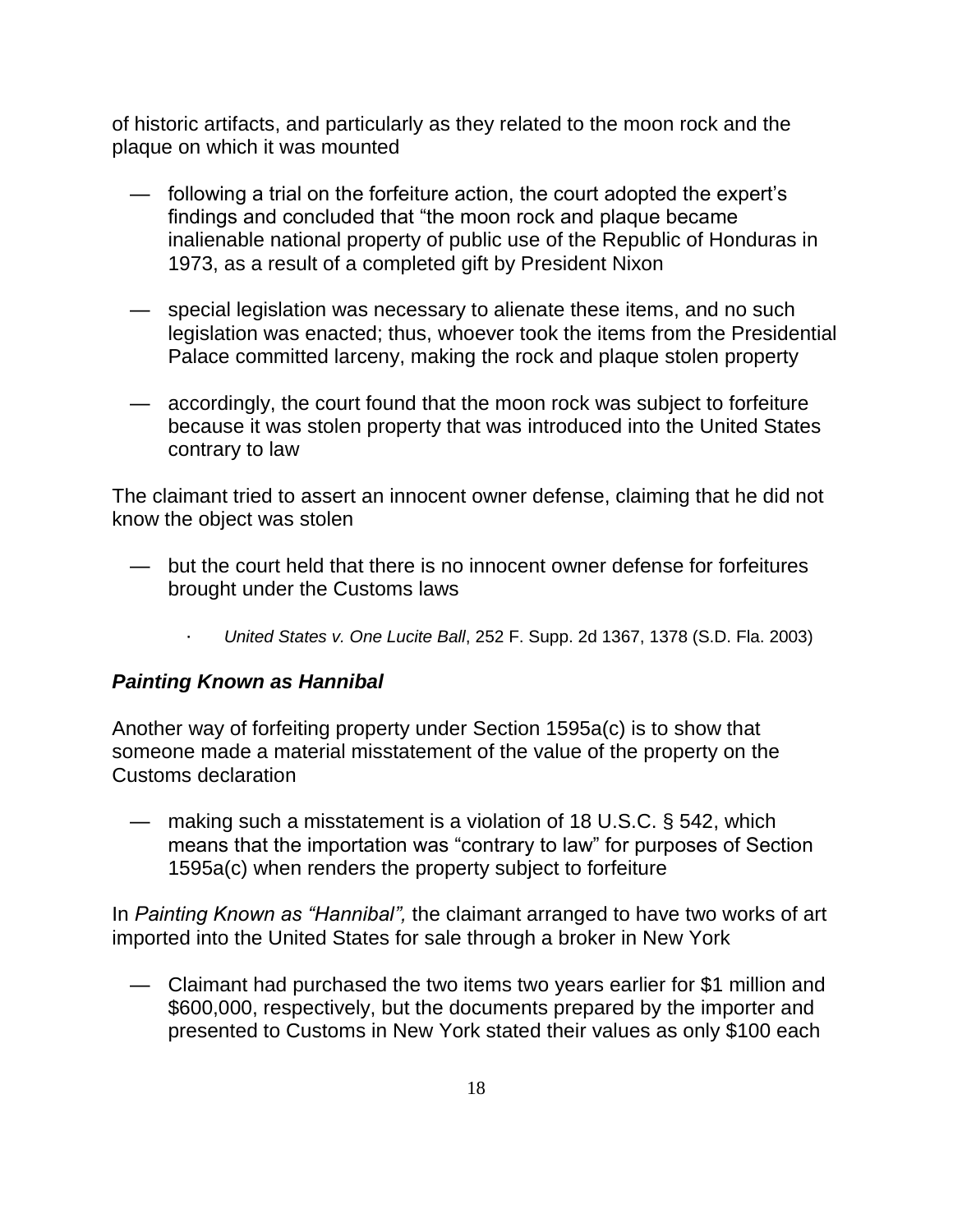of historic artifacts, and particularly as they related to the moon rock and the plaque on which it was mounted

- following a trial on the forfeiture action, the court adopted the expert's findings and concluded that "the moon rock and plaque became inalienable national property of public use of the Republic of Honduras in 1973, as a result of a completed gift by President Nixon
- special legislation was necessary to alienate these items, and no such legislation was enacted; thus, whoever took the items from the Presidential Palace committed larceny, making the rock and plaque stolen property
- accordingly, the court found that the moon rock was subject to forfeiture because it was stolen property that was introduced into the United States contrary to law

The claimant tried to assert an innocent owner defense, claiming that he did not know the object was stolen

- but the court held that there is no innocent owner defense for forfeitures brought under the Customs laws
    - *United States v. One Lucite Ball*, 252 F. Supp. 2d 1367, 1378 (S.D. Fla. 2003)

### ***Painting Known as Hannibal***

Another way of forfeiting property under Section 1595a(c) is to show that someone made a material misstatement of the value of the property on the Customs declaration

- making such a misstatement is a violation of 18 U.S.C. § 542, which means that the importation was "contrary to law" for purposes of Section 1595a(c) when renders the property subject to forfeiture

In *Painting Known as "Hannibal",* the claimant arranged to have two works of art imported into the United States for sale through a broker in New York

- Claimant had purchased the two items two years earlier for $1 million and $600,000, respectively, but the documents prepared by the importer and presented to Customs in New York stated their values as only $100 each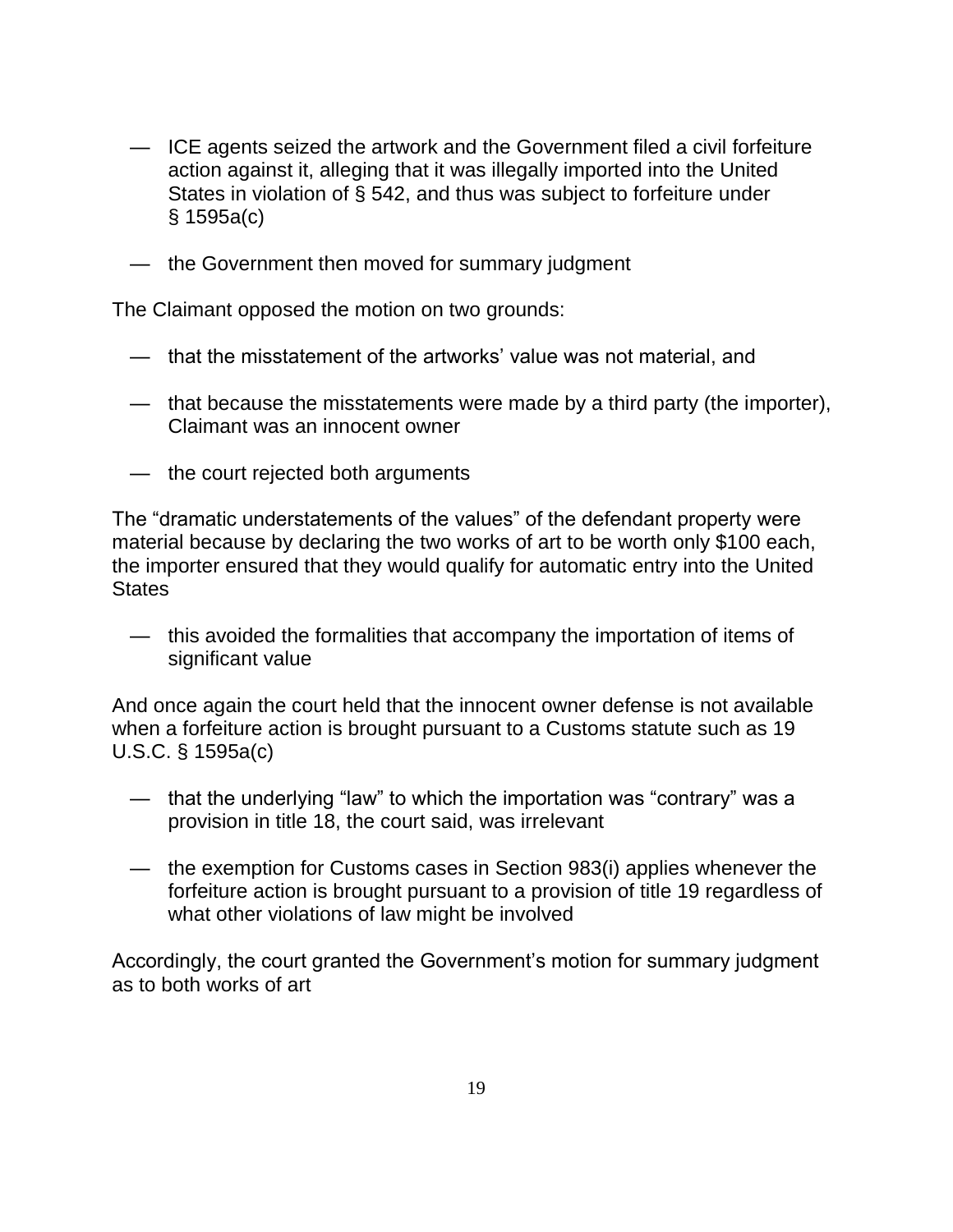— ICE agents seized the artwork and the Government filed a civil forfeiture action against it, alleging that it was illegally imported into the United States in violation of § 542, and thus was subject to forfeiture under § 1595a(c)

— the Government then moved for summary judgment

The Claimant opposed the motion on two grounds:

— that the misstatement of the artworks' value was not material, and

— that because the misstatements were made by a third party (the importer), Claimant was an innocent owner

— the court rejected both arguments

The "dramatic understatements of the values" of the defendant property were material because by declaring the two works of art to be worth only $100 each, the importer ensured that they would qualify for automatic entry into the United States

— this avoided the formalities that accompany the importation of items of significant value

And once again the court held that the innocent owner defense is not available when a forfeiture action is brought pursuant to a Customs statute such as 19 U.S.C. § 1595a(c)

— that the underlying "law" to which the importation was "contrary" was a provision in title 18, the court said, was irrelevant

— the exemption for Customs cases in Section 983(i) applies whenever the forfeiture action is brought pursuant to a provision of title 19 regardless of what other violations of law might be involved

Accordingly, the court granted the Government's motion for summary judgment as to both works of art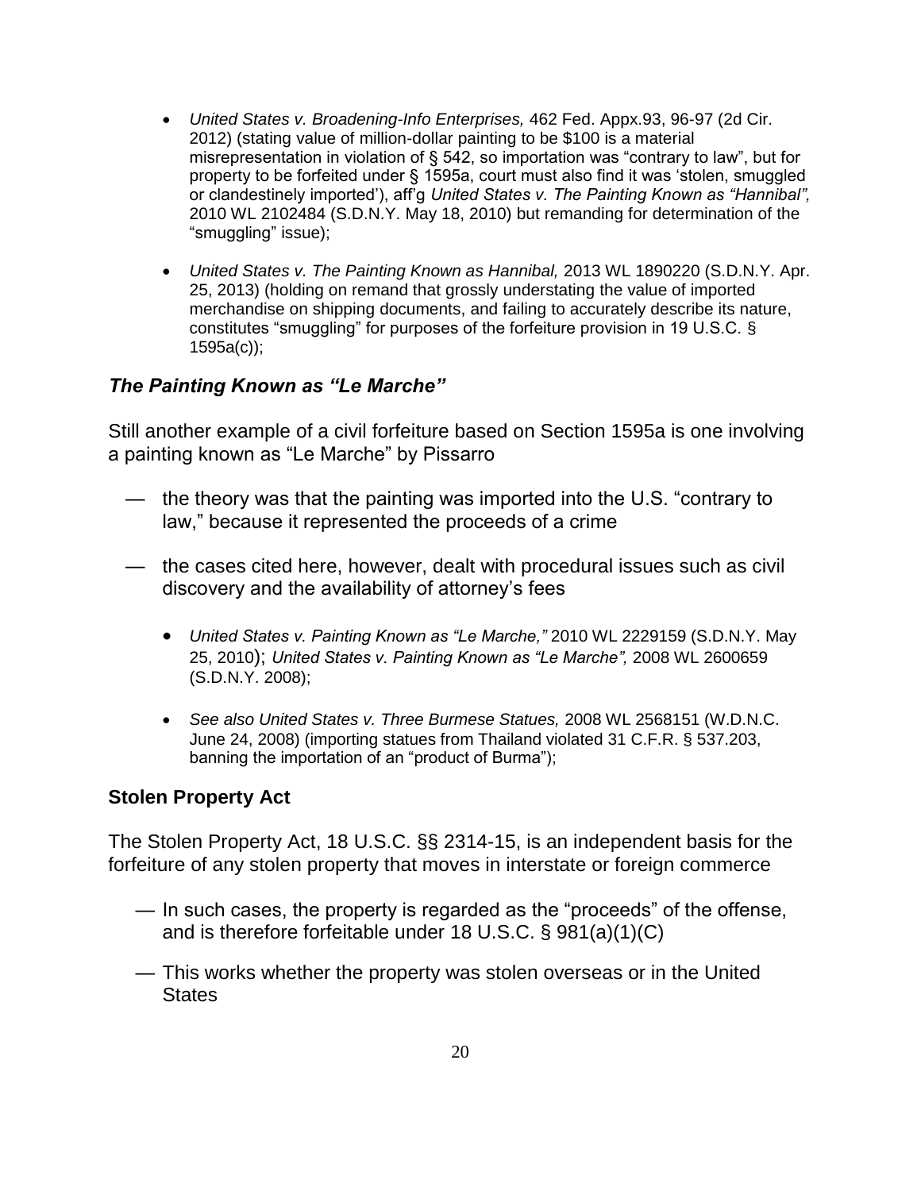- *United States v. Broadening-Info Enterprises,* 462 Fed. Appx.93, 96-97 (2d Cir. 2012) (stating value of million-dollar painting to be $100 is a material misrepresentation in violation of § 542, so importation was "contrary to law", but for property to be forfeited under § 1595a, court must also find it was 'stolen, smuggled or clandestinely imported'), aff'g *United States v. The Painting Known as "Hannibal",* 2010 WL 2102484 (S.D.N.Y. May 18, 2010) but remanding for determination of the "smuggling" issue);

- *United States v. The Painting Known as Hannibal,* 2013 WL 1890220 (S.D.N.Y. Apr. 25, 2013) (holding on remand that grossly understating the value of imported merchandise on shipping documents, and failing to accurately describe its nature, constitutes "smuggling" for purposes of the forfeiture provision in 19 U.S.C. § 1595a(c));

### *The Painting Known as "Le Marche"*

Still another example of a civil forfeiture based on Section 1595a is one involving a painting known as "Le Marche" by Pissarro

— the theory was that the painting was imported into the U.S. "contrary to law," because it represented the proceeds of a crime

— the cases cited here, however, dealt with procedural issues such as civil discovery and the availability of attorney's fees

- *United States v. Painting Known as "Le Marche,"* 2010 WL 2229159 (S.D.N.Y. May 25, 2010); *United States v. Painting Known as "Le Marche",* 2008 WL 2600659 (S.D.N.Y. 2008);

- *See also United States v. Three Burmese Statues,* 2008 WL 2568151 (W.D.N.C. June 24, 2008) (importing statues from Thailand violated 31 C.F.R. § 537.203, banning the importation of an "product of Burma");

### **Stolen Property Act**

The Stolen Property Act, 18 U.S.C. §§ 2314-15, is an independent basis for the forfeiture of any stolen property that moves in interstate or foreign commerce

— In such cases, the property is regarded as the "proceeds" of the offense, and is therefore forfeitable under 18 U.S.C. § 981(a)(1)(C)

— This works whether the property was stolen overseas or in the United States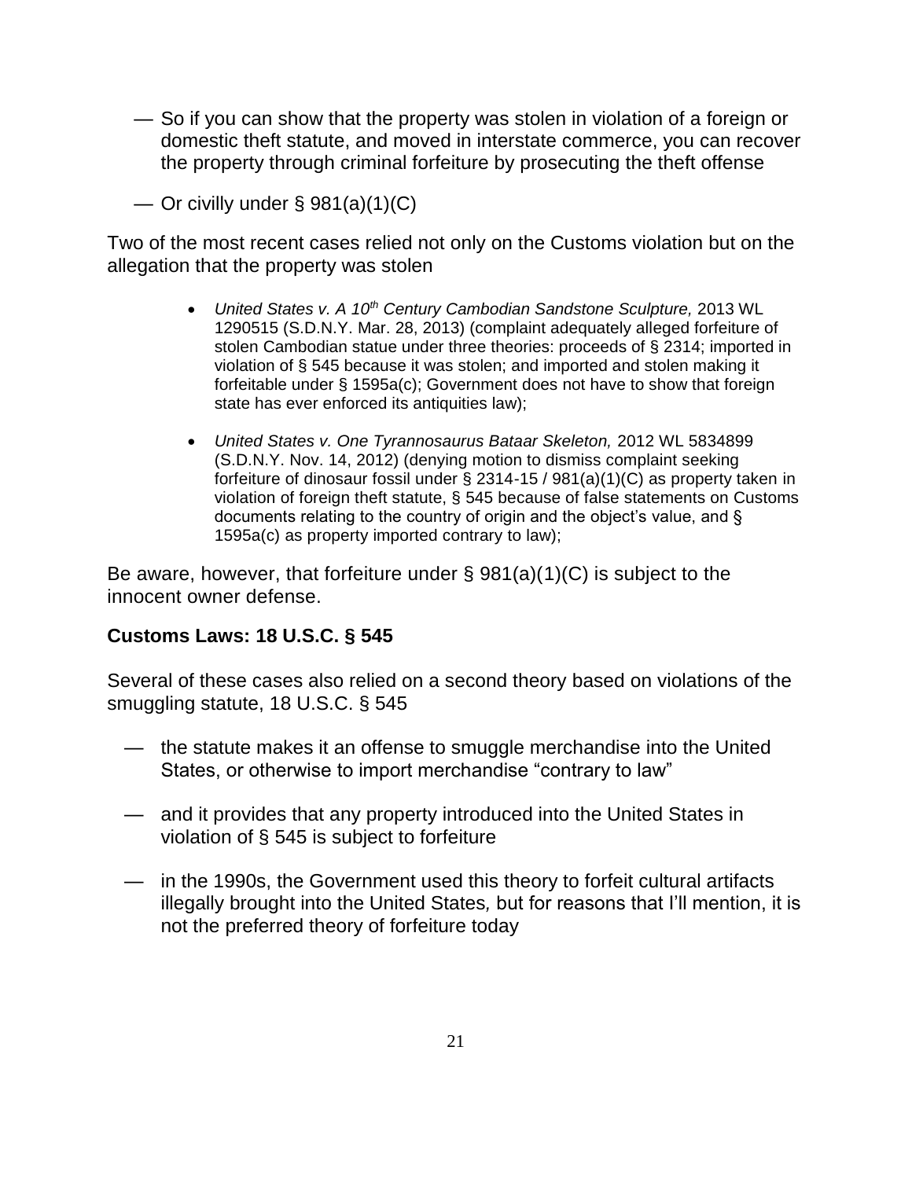— So if you can show that the property was stolen in violation of a foreign or domestic theft statute, and moved in interstate commerce, you can recover the property through criminal forfeiture by prosecuting the theft offense

— Or civilly under § 981(a)(1)(C)

Two of the most recent cases relied not only on the Customs violation but on the allegation that the property was stolen

- *United States v. A 10th Century Cambodian Sandstone Sculpture,* 2013 WL 1290515 (S.D.N.Y. Mar. 28, 2013) (complaint adequately alleged forfeiture of stolen Cambodian statue under three theories: proceeds of § 2314; imported in violation of § 545 because it was stolen; and imported and stolen making it forfeitable under § 1595a(c); Government does not have to show that foreign state has ever enforced its antiquities law);

- *United States v. One Tyrannosaurus Bataar Skeleton,* 2012 WL 5834899 (S.D.N.Y. Nov. 14, 2012) (denying motion to dismiss complaint seeking forfeiture of dinosaur fossil under § 2314-15 / 981(a)(1)(C) as property taken in violation of foreign theft statute, § 545 because of false statements on Customs documents relating to the country of origin and the object's value, and § 1595a(c) as property imported contrary to law);

Be aware, however, that forfeiture under § 981(a)(1)(C) is subject to the innocent owner defense.

**Customs Laws: 18 U.S.C. § 545**

Several of these cases also relied on a second theory based on violations of the smuggling statute, 18 U.S.C. § 545

— the statute makes it an offense to smuggle merchandise into the United States, or otherwise to import merchandise "contrary to law"

— and it provides that any property introduced into the United States in violation of § 545 is subject to forfeiture

— in the 1990s, the Government used this theory to forfeit cultural artifacts illegally brought into the United States, but for reasons that I'll mention, it is not the preferred theory of forfeiture today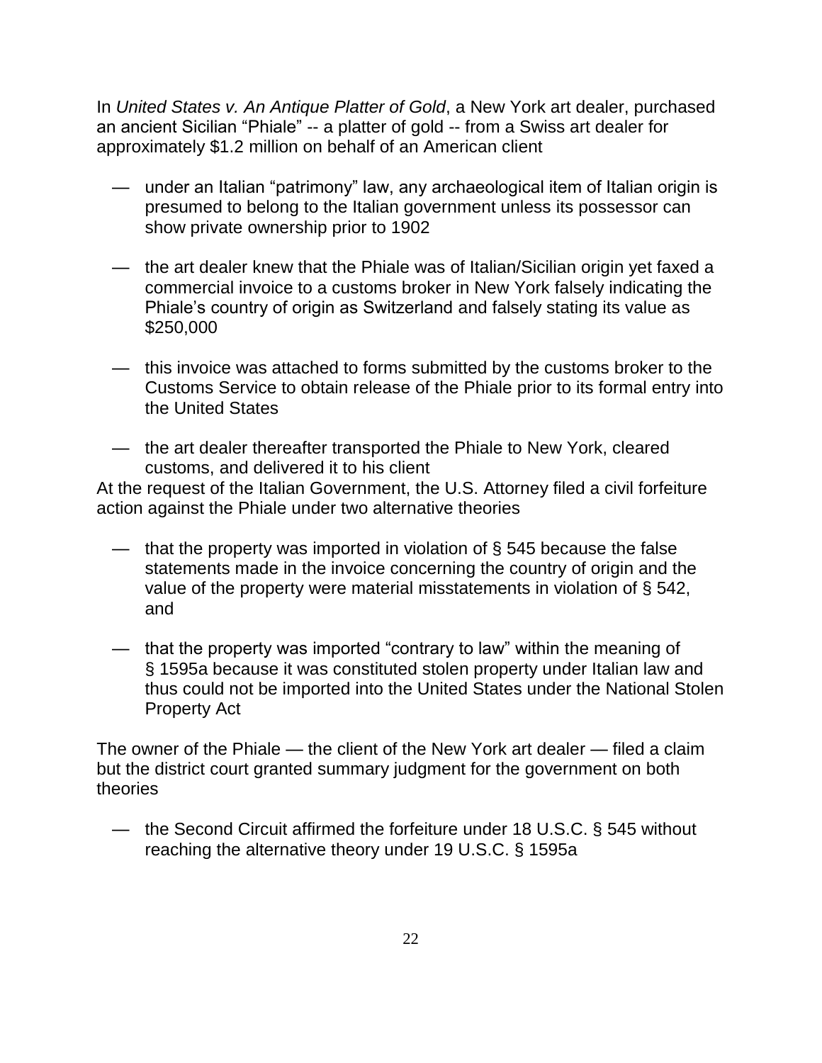In *United States v. An Antique Platter of Gold*, a New York art dealer, purchased an ancient Sicilian "Phiale" -- a platter of gold -- from a Swiss art dealer for approximately $1.2 million on behalf of an American client

- — under an Italian "patrimony" law, any archaeological item of Italian origin is presumed to belong to the Italian government unless its possessor can show private ownership prior to 1902
- — the art dealer knew that the Phiale was of Italian/Sicilian origin yet faxed a commercial invoice to a customs broker in New York falsely indicating the Phiale's country of origin as Switzerland and falsely stating its value as $250,000
- — this invoice was attached to forms submitted by the customs broker to the Customs Service to obtain release of the Phiale prior to its formal entry into the United States
- — the art dealer thereafter transported the Phiale to New York, cleared customs, and delivered it to his client

At the request of the Italian Government, the U.S. Attorney filed a civil forfeiture action against the Phiale under two alternative theories

- — that the property was imported in violation of § 545 because the false statements made in the invoice concerning the country of origin and the value of the property were material misstatements in violation of § 542, and
- — that the property was imported "contrary to law" within the meaning of § 1595a because it was constituted stolen property under Italian law and thus could not be imported into the United States under the National Stolen Property Act

The owner of the Phiale — the client of the New York art dealer — filed a claim but the district court granted summary judgment for the government on both theories

- — the Second Circuit affirmed the forfeiture under 18 U.S.C. § 545 without reaching the alternative theory under 19 U.S.C. § 1595a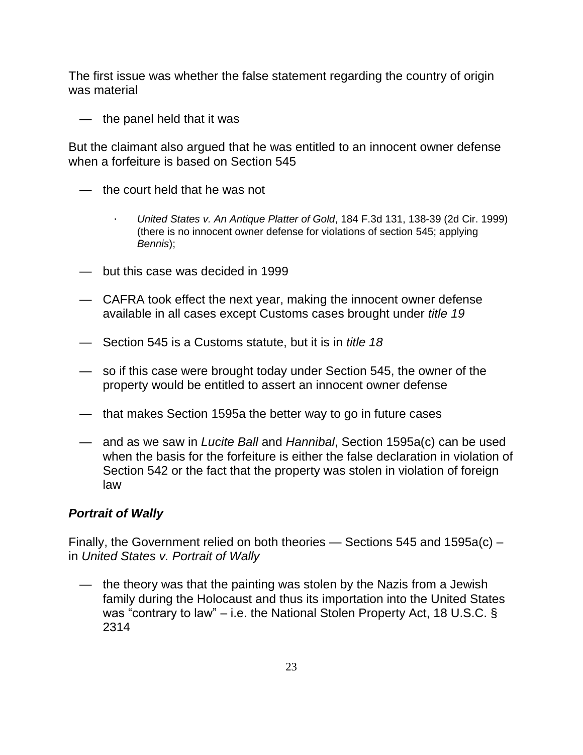The first issue was whether the false statement regarding the country of origin was material

- the panel held that it was

But the claimant also argued that he was entitled to an innocent owner defense when a forfeiture is based on Section 545

- the court held that he was not
    - *United States v. An Antique Platter of Gold*, 184 F.3d 131, 138-39 (2d Cir. 1999) (there is no innocent owner defense for violations of section 545; applying *Bennis*);
- but this case was decided in 1999
- CAFRA took effect the next year, making the innocent owner defense available in all cases except Customs cases brought under *title 19*
- Section 545 is a Customs statute, but it is in *title 18*
- so if this case were brought today under Section 545, the owner of the property would be entitled to assert an innocent owner defense
- that makes Section 1595a the better way to go in future cases
- and as we saw in *Lucite Ball* and *Hannibal*, Section 1595a(c) can be used when the basis for the forfeiture is either the false declaration in violation of Section 542 or the fact that the property was stolen in violation of foreign law

### *Portrait of Wally*

Finally, the Government relied on both theories — Sections 545 and 1595a(c) – in *United States v. Portrait of Wally*

- the theory was that the painting was stolen by the Nazis from a Jewish family during the Holocaust and thus its importation into the United States was "contrary to law" – i.e. the National Stolen Property Act, 18 U.S.C. § 2314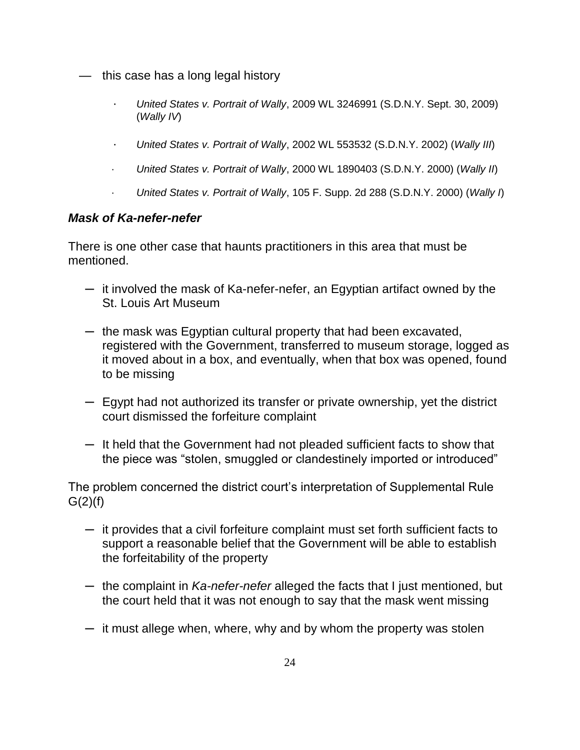- this case has a long legal history
  - *United States v. Portrait of Wally*, 2009 WL 3246991 (S.D.N.Y. Sept. 30, 2009) (*Wally IV*)
  - *United States v. Portrait of Wally*, 2002 WL 553532 (S.D.N.Y. 2002) (*Wally III*)
  - *United States v. Portrait of Wally*, 2000 WL 1890403 (S.D.N.Y. 2000) (*Wally II*)
  - *United States v. Portrait of Wally*, 105 F. Supp. 2d 288 (S.D.N.Y. 2000) (*Wally I*)

### *Mask of Ka-nefer-nefer*

There is one other case that haunts practitioners in this area that must be mentioned.

- it involved the mask of Ka-nefer-nefer, an Egyptian artifact owned by the St. Louis Art Museum
- the mask was Egyptian cultural property that had been excavated, registered with the Government, transferred to museum storage, logged as it moved about in a box, and eventually, when that box was opened, found to be missing
- Egypt had not authorized its transfer or private ownership, yet the district court dismissed the forfeiture complaint
- It held that the Government had not pleaded sufficient facts to show that the piece was "stolen, smuggled or clandestinely imported or introduced"

The problem concerned the district court's interpretation of Supplemental Rule G(2)(f)

- it provides that a civil forfeiture complaint must set forth sufficient facts to support a reasonable belief that the Government will be able to establish the forfeitability of the property
- the complaint in *Ka-nefer-nefer* alleged the facts that I just mentioned, but the court held that it was not enough to say that the mask went missing
- it must allege when, where, why and by whom the property was stolen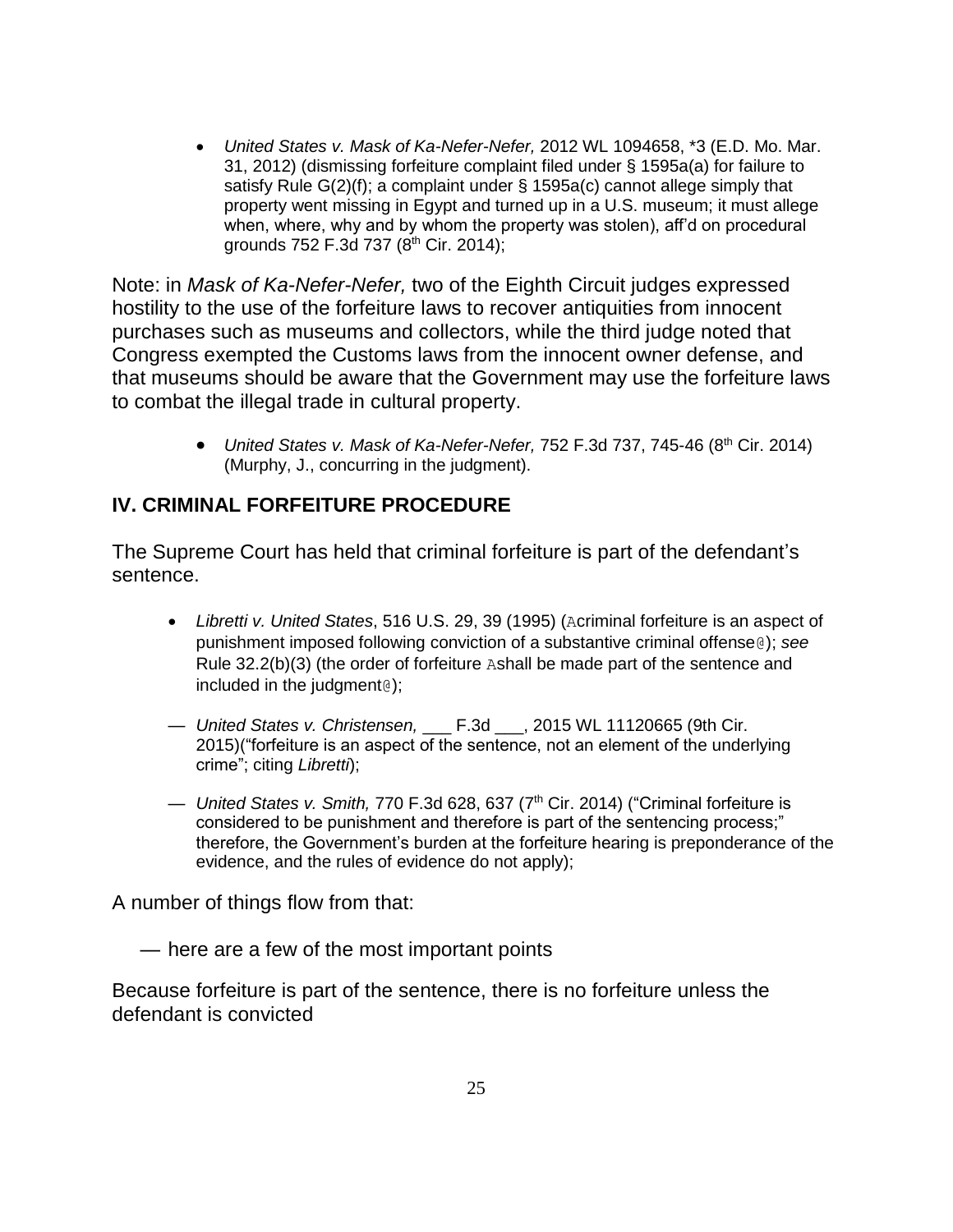- *United States v. Mask of Ka-Nefer-Nefer,* 2012 WL 1094658, *3 (E.D. Mo. Mar. 31, 2012) (dismissing forfeiture complaint filed under § 1595a(a) for failure to satisfy Rule G(2)(f); a complaint under § 1595a(c) cannot allege simply that property went missing in Egypt and turned up in a U.S. museum; it must allege when, where, why and by whom the property was stolen), aff'd on procedural grounds 752 F.3d 737 (8th Cir. 2014);

Note: in *Mask of Ka-Nefer-Nefer,* two of the Eighth Circuit judges expressed hostility to the use of the forfeiture laws to recover antiquities from innocent purchases such as museums and collectors, while the third judge noted that Congress exempted the Customs laws from the innocent owner defense, and that museums should be aware that the Government may use the forfeiture laws to combat the illegal trade in cultural property.

- *United States v. Mask of Ka-Nefer-Nefer,* 752 F.3d 737, 745-46 (8th Cir. 2014) (Murphy, J., concurring in the judgment).

## IV. CRIMINAL FORFEITURE PROCEDURE

The Supreme Court has held that criminal forfeiture is part of the defendant's sentence.

- *Libretti v. United States*, 516 U.S. 29, 39 (1995) (Acriminal forfeiture is an aspect of punishment imposed following conviction of a substantive criminal offense@); *see* Rule 32.2(b)(3) (the order of forfeiture Ashall be made part of the sentence and included in the judgment@);

— *United States v. Christensen,* ___ F.3d ___, 2015 WL 11120665 (9th Cir. 2015)("forfeiture is an aspect of the sentence, not an element of the underlying crime"; citing *Libretti*);

— *United States v. Smith,* 770 F.3d 628, 637 (7th Cir. 2014) ("Criminal forfeiture is considered to be punishment and therefore is part of the sentencing process;" therefore, the Government's burden at the forfeiture hearing is preponderance of the evidence, and the rules of evidence do not apply);

A number of things flow from that:

— here are a few of the most important points

Because forfeiture is part of the sentence, there is no forfeiture unless the defendant is convicted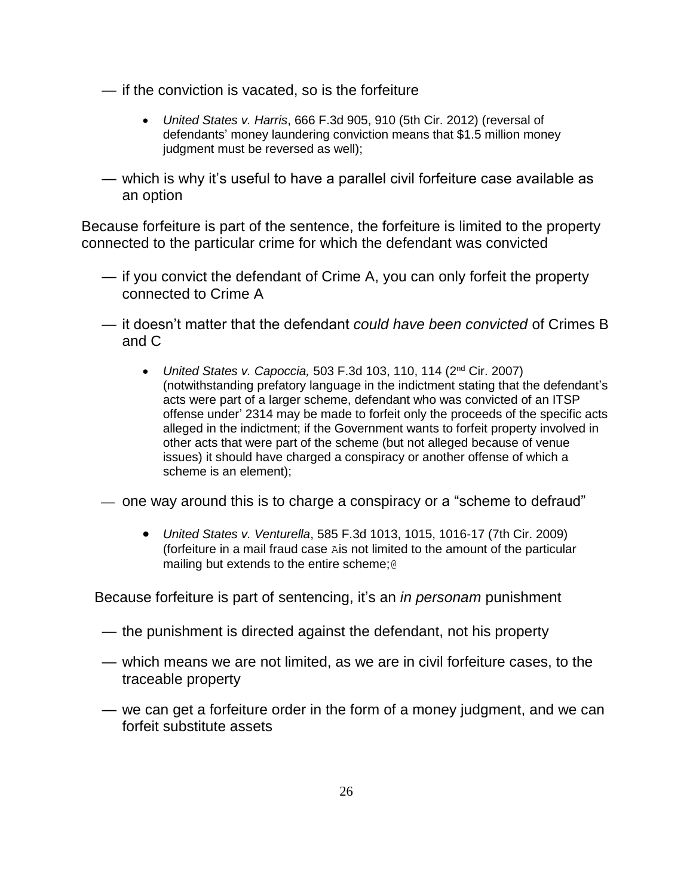— if the conviction is vacated, so is the forfeiture

- *United States v. Harris*, 666 F.3d 905, 910 (5th Cir. 2012) (reversal of defendants' money laundering conviction means that $1.5 million money judgment must be reversed as well);

— which is why it's useful to have a parallel civil forfeiture case available as an option

Because forfeiture is part of the sentence, the forfeiture is limited to the property connected to the particular crime for which the defendant was convicted

— if you convict the defendant of Crime A, you can only forfeit the property connected to Crime A

— it doesn't matter that the defendant *could have been convicted* of Crimes B and C

- *United States v. Capoccia,* 503 F.3d 103, 110, 114 (2nd Cir. 2007) (notwithstanding prefatory language in the indictment stating that the defendant's acts were part of a larger scheme, defendant who was convicted of an ITSP offense under' 2314 may be made to forfeit only the proceeds of the specific acts alleged in the indictment; if the Government wants to forfeit property involved in other acts that were part of the scheme (but not alleged because of venue issues) it should have charged a conspiracy or another offense of which a scheme is an element);

— one way around this is to charge a conspiracy or a "scheme to defraud"

- *United States v. Venturella*, 585 F.3d 1013, 1015, 1016-17 (7th Cir. 2009) (forfeiture in a mail fraud case Ais not limited to the amount of the particular mailing but extends to the entire scheme;@

Because forfeiture is part of sentencing, it's an *in personam* punishment

— the punishment is directed against the defendant, not his property

— which means we are not limited, as we are in civil forfeiture cases, to the traceable property

— we can get a forfeiture order in the form of a money judgment, and we can forfeit substitute assets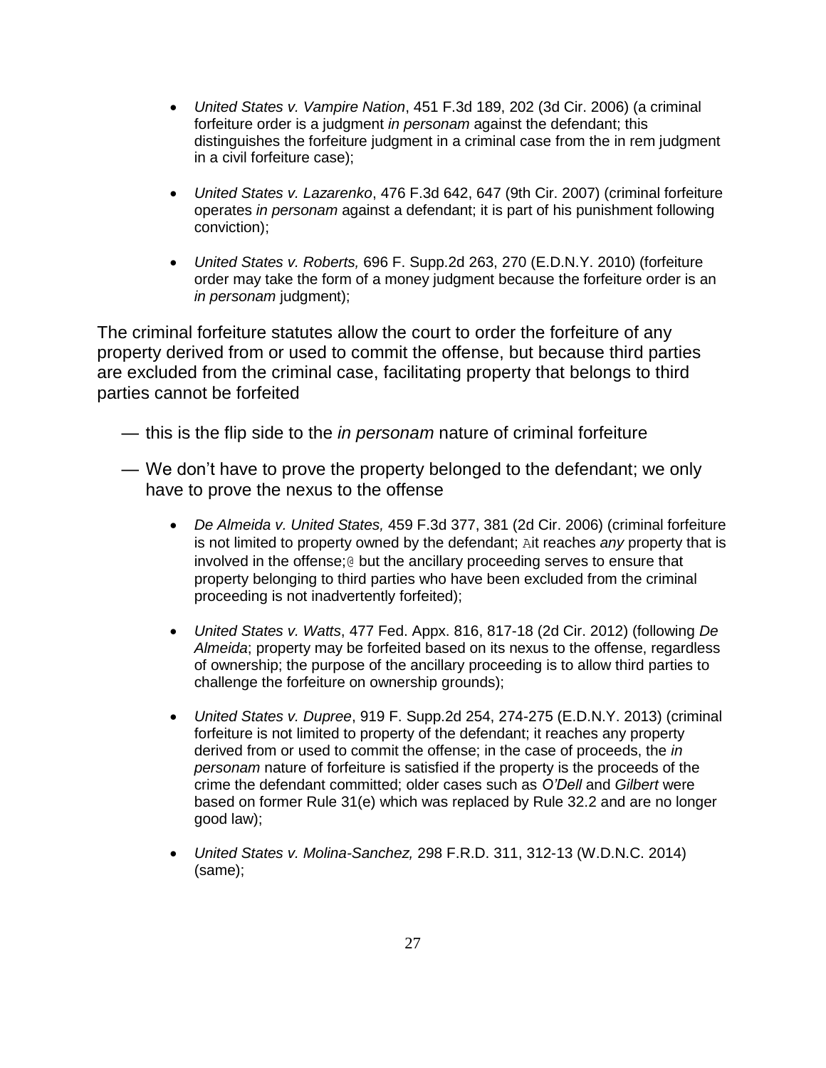- *United States v. Vampire Nation*, 451 F.3d 189, 202 (3d Cir. 2006) (a criminal forfeiture order is a judgment *in personam* against the defendant; this distinguishes the forfeiture judgment in a criminal case from the in rem judgment in a civil forfeiture case);

- *United States v. Lazarenko*, 476 F.3d 642, 647 (9th Cir. 2007) (criminal forfeiture operates *in personam* against a defendant; it is part of his punishment following conviction);

- *United States v. Roberts,* 696 F. Supp.2d 263, 270 (E.D.N.Y. 2010) (forfeiture order may take the form of a money judgment because the forfeiture order is an *in personam* judgment);

The criminal forfeiture statutes allow the court to order the forfeiture of any property derived from or used to commit the offense, but because third parties are excluded from the criminal case, facilitating property that belongs to third parties cannot be forfeited

— this is the flip side to the *in personam* nature of criminal forfeiture

— We don't have to prove the property belonged to the defendant; we only have to prove the nexus to the offense

- *De Almeida v. United States,* 459 F.3d 377, 381 (2d Cir. 2006) (criminal forfeiture is not limited to property owned by the defendant; Ait reaches *any* property that is involved in the offense;@ but the ancillary proceeding serves to ensure that property belonging to third parties who have been excluded from the criminal proceeding is not inadvertently forfeited);

- *United States v. Watts*, 477 Fed. Appx. 816, 817-18 (2d Cir. 2012) (following *De Almeida*; property may be forfeited based on its nexus to the offense, regardless of ownership; the purpose of the ancillary proceeding is to allow third parties to challenge the forfeiture on ownership grounds);

- *United States v. Dupree*, 919 F. Supp.2d 254, 274-275 (E.D.N.Y. 2013) (criminal forfeiture is not limited to property of the defendant; it reaches any property derived from or used to commit the offense; in the case of proceeds, the *in personam* nature of forfeiture is satisfied if the property is the proceeds of the crime the defendant committed; older cases such as *O'Dell* and *Gilbert* were based on former Rule 31(e) which was replaced by Rule 32.2 and are no longer good law);

- *United States v. Molina-Sanchez,* 298 F.R.D. 311, 312-13 (W.D.N.C. 2014) (same);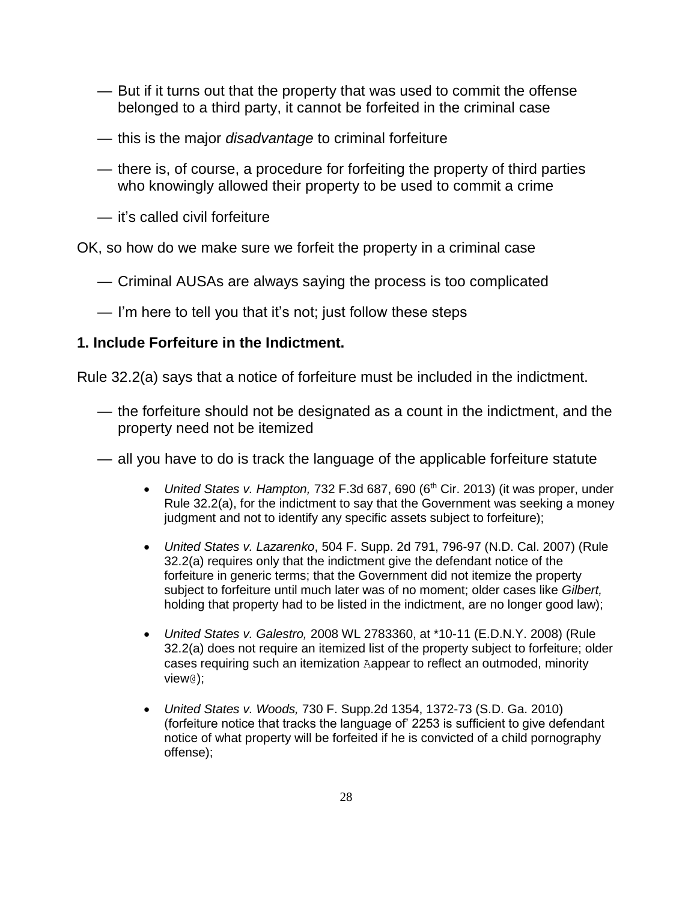— But if it turns out that the property that was used to commit the offense belonged to a third party, it cannot be forfeited in the criminal case

— this is the major *disadvantage* to criminal forfeiture

— there is, of course, a procedure for forfeiting the property of third parties who knowingly allowed their property to be used to commit a crime

— it's called civil forfeiture

OK, so how do we make sure we forfeit the property in a criminal case

— Criminal AUSAs are always saying the process is too complicated

— I'm here to tell you that it's not; just follow these steps

**1. Include Forfeiture in the Indictment.**

Rule 32.2(a) says that a notice of forfeiture must be included in the indictment.

— the forfeiture should not be designated as a count in the indictment, and the property need not be itemized

— all you have to do is track the language of the applicable forfeiture statute

- *United States v. Hampton,* 732 F.3d 687, 690 (6th Cir. 2013) (it was proper, under Rule 32.2(a), for the indictment to say that the Government was seeking a money judgment and not to identify any specific assets subject to forfeiture);
- *United States v. Lazarenko*, 504 F. Supp. 2d 791, 796-97 (N.D. Cal. 2007) (Rule 32.2(a) requires only that the indictment give the defendant notice of the forfeiture in generic terms; that the Government did not itemize the property subject to forfeiture until much later was of no moment; older cases like *Gilbert,* holding that property had to be listed in the indictment, are no longer good law);
- *United States v. Galestro,* 2008 WL 2783360, at *10-11 (E.D.N.Y. 2008) (Rule 32.2(a) does not require an itemized list of the property subject to forfeiture; older cases requiring such an itemization Aappear to reflect an outmoded, minority view@);
- *United States v. Woods,* 730 F. Supp.2d 1354, 1372-73 (S.D. Ga. 2010) (forfeiture notice that tracks the language of' 2253 is sufficient to give defendant notice of what property will be forfeited if he is convicted of a child pornography offense);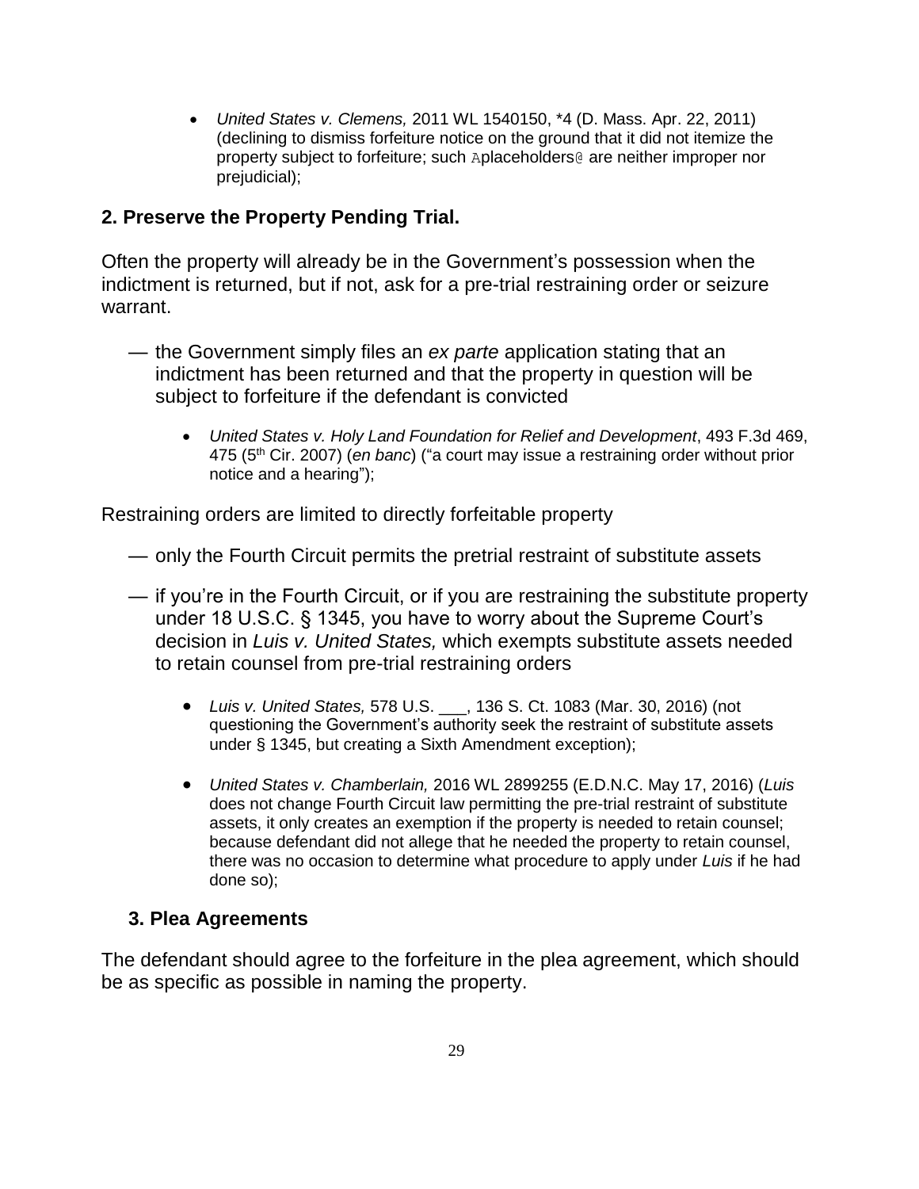- *United States v. Clemens,* 2011 WL 1540150, *4 (D. Mass. Apr. 22, 2011) (declining to dismiss forfeiture notice on the ground that it did not itemize the property subject to forfeiture; such Aplaceholders@ are neither improper nor prejudicial);

## 2. Preserve the Property Pending Trial.

Often the property will already be in the Government's possession when the indictment is returned, but if not, ask for a pre-trial restraining order or seizure warrant.

— the Government simply files an *ex parte* application stating that an indictment has been returned and that the property in question will be subject to forfeiture if the defendant is convicted

- *United States v. Holy Land Foundation for Relief and Development*, 493 F.3d 469, 475 (5th Cir. 2007) (*en banc*) ("a court may issue a restraining order without prior notice and a hearing");

Restraining orders are limited to directly forfeitable property

— only the Fourth Circuit permits the pretrial restraint of substitute assets

— if you're in the Fourth Circuit, or if you are restraining the substitute property under 18 U.S.C. § 1345, you have to worry about the Supreme Court's decision in *Luis v. United States,* which exempts substitute assets needed to retain counsel from pre-trial restraining orders

- *Luis v. United States,* 578 U.S. ___, 136 S. Ct. 1083 (Mar. 30, 2016) (not questioning the Government's authority seek the restraint of substitute assets under § 1345, but creating a Sixth Amendment exception);

- *United States v. Chamberlain,* 2016 WL 2899255 (E.D.N.C. May 17, 2016) (*Luis* does not change Fourth Circuit law permitting the pre-trial restraint of substitute assets, it only creates an exemption if the property is needed to retain counsel; because defendant did not allege that he needed the property to retain counsel, there was no occasion to determine what procedure to apply under *Luis* if he had done so);

## 3. Plea Agreements

The defendant should agree to the forfeiture in the plea agreement, which should be as specific as possible in naming the property.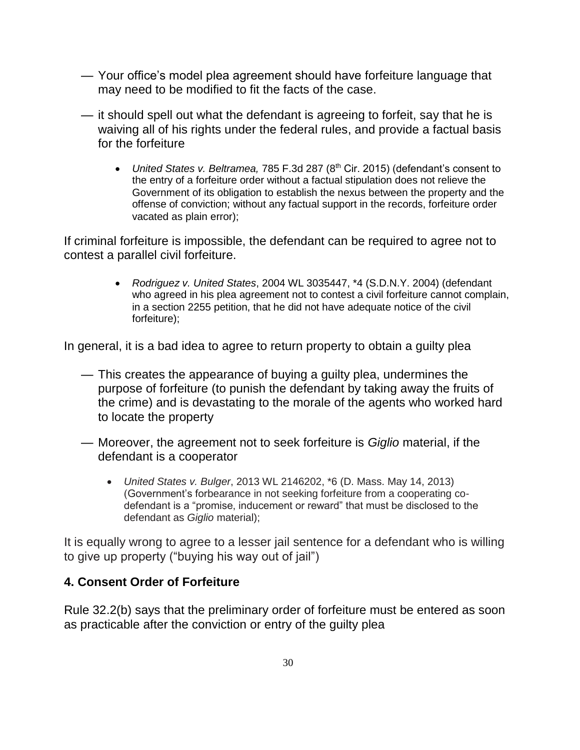— Your office's model plea agreement should have forfeiture language that may need to be modified to fit the facts of the case.

— it should spell out what the defendant is agreeing to forfeit, say that he is waiving all of his rights under the federal rules, and provide a factual basis for the forfeiture

- *United States v. Beltramea,* 785 F.3d 287 (8th Cir. 2015) (defendant's consent to the entry of a forfeiture order without a factual stipulation does not relieve the Government of its obligation to establish the nexus between the property and the offense of conviction; without any factual support in the records, forfeiture order vacated as plain error);

If criminal forfeiture is impossible, the defendant can be required to agree not to contest a parallel civil forfeiture.

- *Rodriguez v. United States*, 2004 WL 3035447, *4 (S.D.N.Y. 2004) (defendant who agreed in his plea agreement not to contest a civil forfeiture cannot complain, in a section 2255 petition, that he did not have adequate notice of the civil forfeiture);

In general, it is a bad idea to agree to return property to obtain a guilty plea

— This creates the appearance of buying a guilty plea, undermines the purpose of forfeiture (to punish the defendant by taking away the fruits of the crime) and is devastating to the morale of the agents who worked hard to locate the property

— Moreover, the agreement not to seek forfeiture is *Giglio* material, if the defendant is a cooperator

- *United States v. Bulger*, 2013 WL 2146202, *6 (D. Mass. May 14, 2013) (Government's forbearance in not seeking forfeiture from a cooperating co-defendant is a "promise, inducement or reward" that must be disclosed to the defendant as *Giglio* material);

It is equally wrong to agree to a lesser jail sentence for a defendant who is willing to give up property ("buying his way out of jail")

### 4. Consent Order of Forfeiture

Rule 32.2(b) says that the preliminary order of forfeiture must be entered as soon as practicable after the conviction or entry of the guilty plea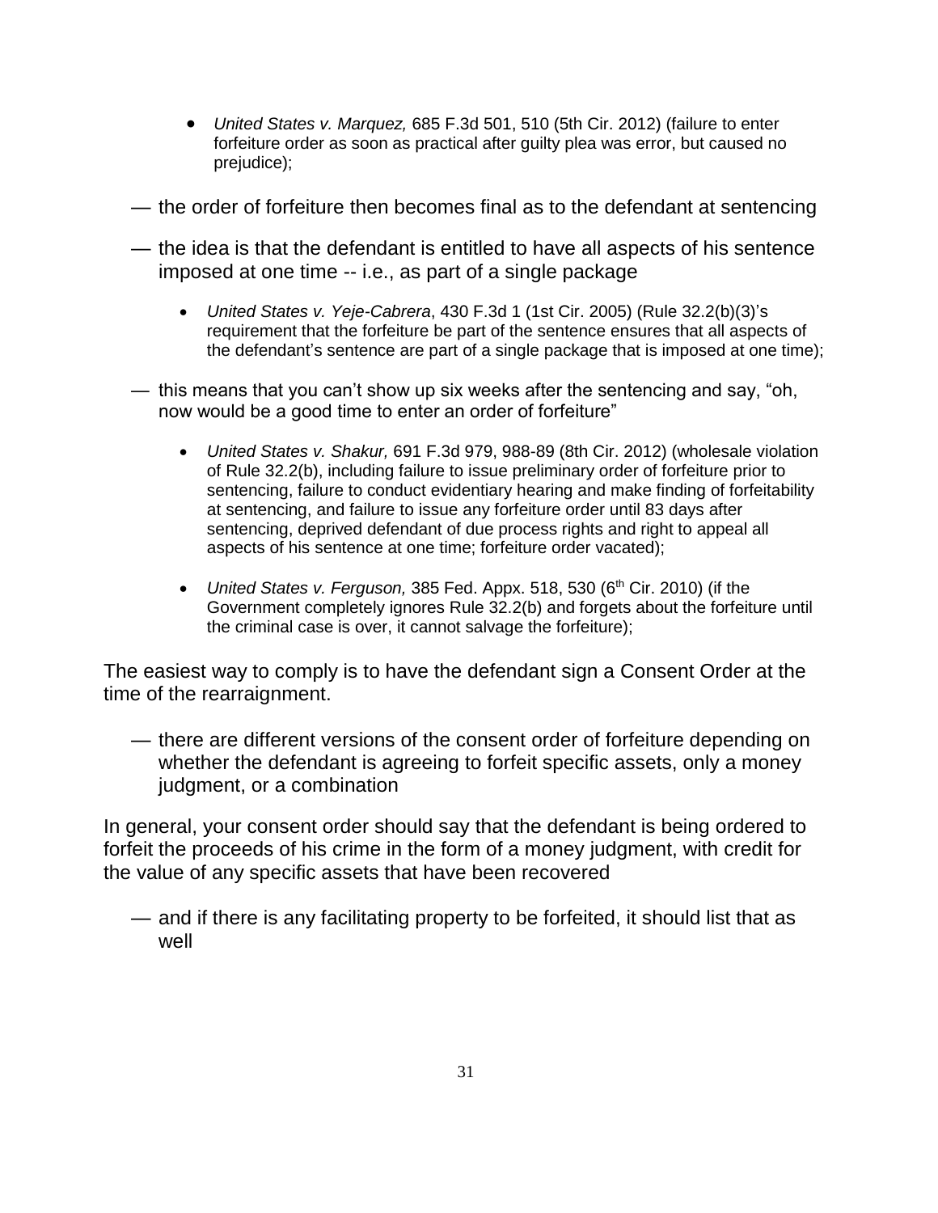- *United States v. Marquez,* 685 F.3d 501, 510 (5th Cir. 2012) (failure to enter forfeiture order as soon as practical after guilty plea was error, but caused no prejudice);

— the order of forfeiture then becomes final as to the defendant at sentencing

— the idea is that the defendant is entitled to have all aspects of his sentence imposed at one time -- i.e., as part of a single package

- *United States v. Yeje-Cabrera*, 430 F.3d 1 (1st Cir. 2005) (Rule 32.2(b)(3)'s requirement that the forfeiture be part of the sentence ensures that all aspects of the defendant's sentence are part of a single package that is imposed at one time);

— this means that you can't show up six weeks after the sentencing and say, "oh, now would be a good time to enter an order of forfeiture"

- *United States v. Shakur,* 691 F.3d 979, 988-89 (8th Cir. 2012) (wholesale violation of Rule 32.2(b), including failure to issue preliminary order of forfeiture prior to sentencing, failure to conduct evidentiary hearing and make finding of forfeitability at sentencing, and failure to issue any forfeiture order until 83 days after sentencing, deprived defendant of due process rights and right to appeal all aspects of his sentence at one time; forfeiture order vacated);
- *United States v. Ferguson,* 385 Fed. Appx. 518, 530 (6th Cir. 2010) (if the Government completely ignores Rule 32.2(b) and forgets about the forfeiture until the criminal case is over, it cannot salvage the forfeiture);

The easiest way to comply is to have the defendant sign a Consent Order at the time of the rearraignment.

— there are different versions of the consent order of forfeiture depending on whether the defendant is agreeing to forfeit specific assets, only a money judgment, or a combination

In general, your consent order should say that the defendant is being ordered to forfeit the proceeds of his crime in the form of a money judgment, with credit for the value of any specific assets that have been recovered

— and if there is any facilitating property to be forfeited, it should list that as well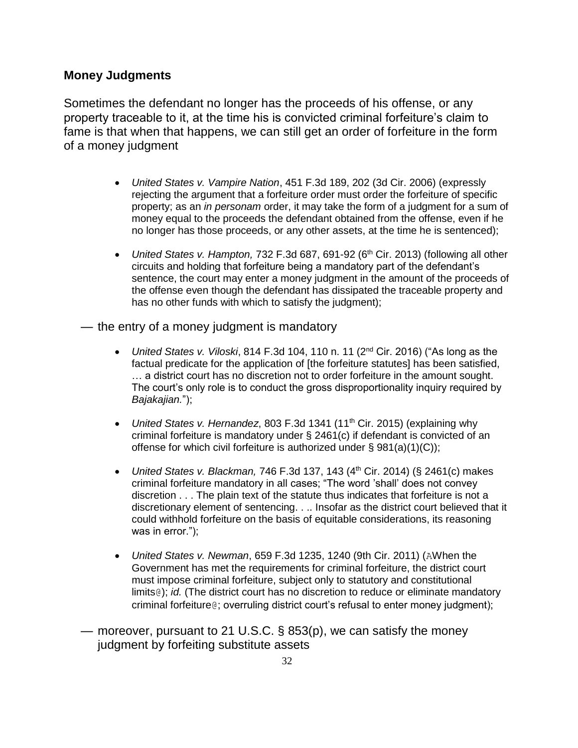## Money Judgments

Sometimes the defendant no longer has the proceeds of his offense, or any property traceable to it, at the time his is convicted criminal forfeiture's claim to fame is that when that happens, we can still get an order of forfeiture in the form of a money judgment

- *United States v. Vampire Nation*, 451 F.3d 189, 202 (3d Cir. 2006) (expressly rejecting the argument that a forfeiture order must order the forfeiture of specific property; as an *in personam* order, it may take the form of a judgment for a sum of money equal to the proceeds the defendant obtained from the offense, even if he no longer has those proceeds, or any other assets, at the time he is sentenced);

- *United States v. Hampton,* 732 F.3d 687, 691-92 (6th Cir. 2013) (following all other circuits and holding that forfeiture being a mandatory part of the defendant's sentence, the court may enter a money judgment in the amount of the proceeds of the offense even though the defendant has dissipated the traceable property and has no other funds with which to satisfy the judgment);

— the entry of a money judgment is mandatory

- *United States v. Viloski*, 814 F.3d 104, 110 n. 11 (2nd Cir. 2016) ("As long as the factual predicate for the application of [the forfeiture statutes] has been satisfied, … a district court has no discretion not to order forfeiture in the amount sought. The court's only role is to conduct the gross disproportionality inquiry required by *Bajakajian.*");

- *United States v. Hernandez*, 803 F.3d 1341 (11th Cir. 2015) (explaining why criminal forfeiture is mandatory under § 2461(c) if defendant is convicted of an offense for which civil forfeiture is authorized under § 981(a)(1)(C));

- *United States v. Blackman,* 746 F.3d 137, 143 (4th Cir. 2014) (§ 2461(c) makes criminal forfeiture mandatory in all cases; "The word 'shall' does not convey discretion . . . The plain text of the statute thus indicates that forfeiture is not a discretionary element of sentencing. . .. Insofar as the district court believed that it could withhold forfeiture on the basis of equitable considerations, its reasoning was in error.");

- *United States v. Newman*, 659 F.3d 1235, 1240 (9th Cir. 2011) (AWhen the Government has met the requirements for criminal forfeiture, the district court must impose criminal forfeiture, subject only to statutory and constitutional limits@); *id.* (The district court has no discretion to reduce or eliminate mandatory criminal forfeiture@; overruling district court's refusal to enter money judgment);

— moreover, pursuant to 21 U.S.C. § 853(p), we can satisfy the money judgment by forfeiting substitute assets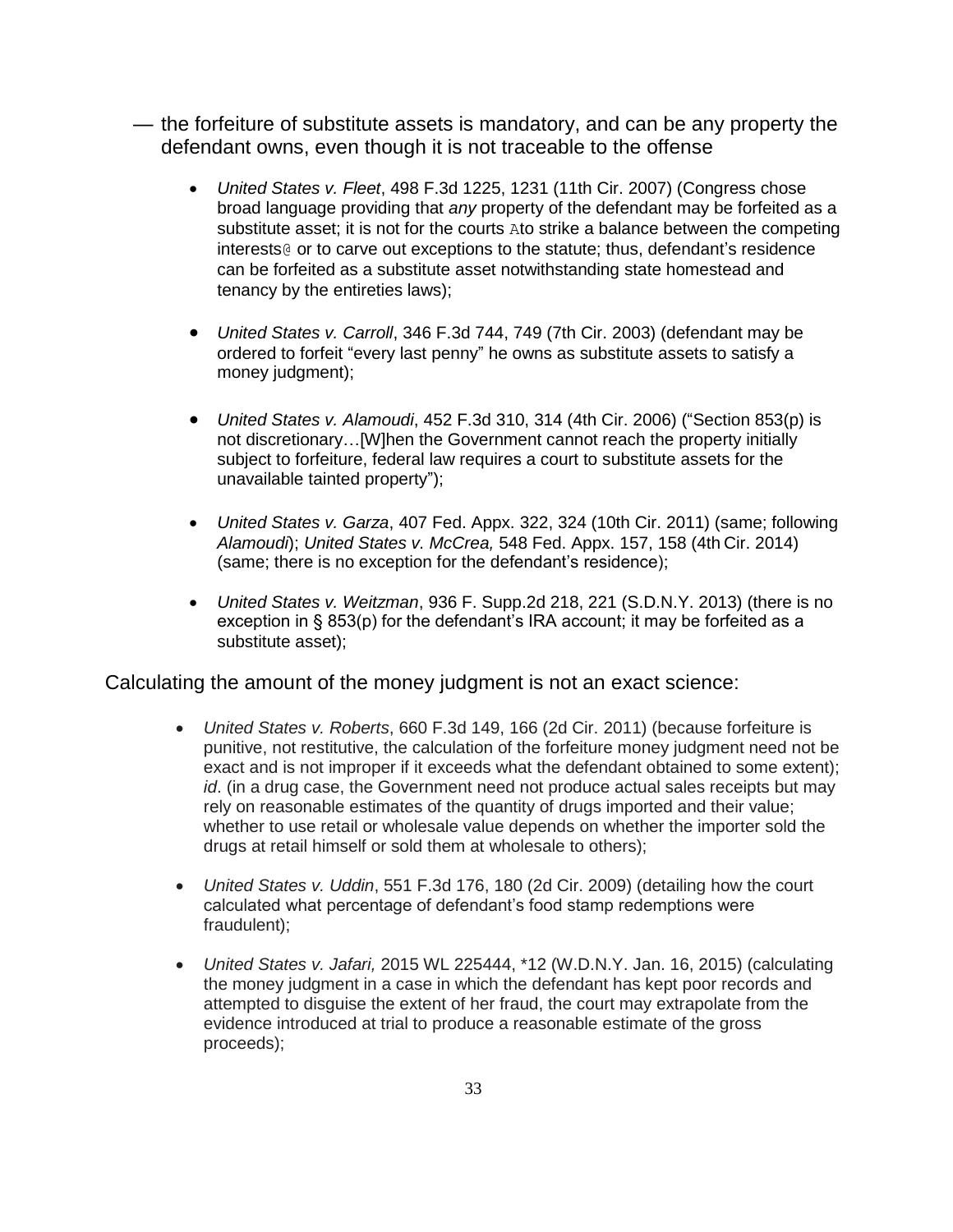— the forfeiture of substitute assets is mandatory, and can be any property the defendant owns, even though it is not traceable to the offense

- *United States v. Fleet*, 498 F.3d 1225, 1231 (11th Cir. 2007) (Congress chose broad language providing that *any* property of the defendant may be forfeited as a substitute asset; it is not for the courts Ato strike a balance between the competing interests@ or to carve out exceptions to the statute; thus, defendant's residence can be forfeited as a substitute asset notwithstanding state homestead and tenancy by the entireties laws);

- *United States v. Carroll*, 346 F.3d 744, 749 (7th Cir. 2003) (defendant may be ordered to forfeit "every last penny" he owns as substitute assets to satisfy a money judgment);

- *United States v. Alamoudi*, 452 F.3d 310, 314 (4th Cir. 2006) ("Section 853(p) is not discretionary…[W]hen the Government cannot reach the property initially subject to forfeiture, federal law requires a court to substitute assets for the unavailable tainted property");

- *United States v. Garza*, 407 Fed. Appx. 322, 324 (10th Cir. 2011) (same; following *Alamoudi*); *United States v. McCrea,* 548 Fed. Appx. 157, 158 (4th Cir. 2014) (same; there is no exception for the defendant's residence);

- *United States v. Weitzman*, 936 F. Supp.2d 218, 221 (S.D.N.Y. 2013) (there is no exception in § 853(p) for the defendant's IRA account; it may be forfeited as a substitute asset);

Calculating the amount of the money judgment is not an exact science:

- *United States v. Roberts*, 660 F.3d 149, 166 (2d Cir. 2011) (because forfeiture is punitive, not restitutive, the calculation of the forfeiture money judgment need not be exact and is not improper if it exceeds what the defendant obtained to some extent); *id*. (in a drug case, the Government need not produce actual sales receipts but may rely on reasonable estimates of the quantity of drugs imported and their value; whether to use retail or wholesale value depends on whether the importer sold the drugs at retail himself or sold them at wholesale to others);

- *United States v. Uddin*, 551 F.3d 176, 180 (2d Cir. 2009) (detailing how the court calculated what percentage of defendant's food stamp redemptions were fraudulent);

- *United States v. Jafari,* 2015 WL 225444, *12 (W.D.N.Y. Jan. 16, 2015) (calculating the money judgment in a case in which the defendant has kept poor records and attempted to disguise the extent of her fraud, the court may extrapolate from the evidence introduced at trial to produce a reasonable estimate of the gross proceeds);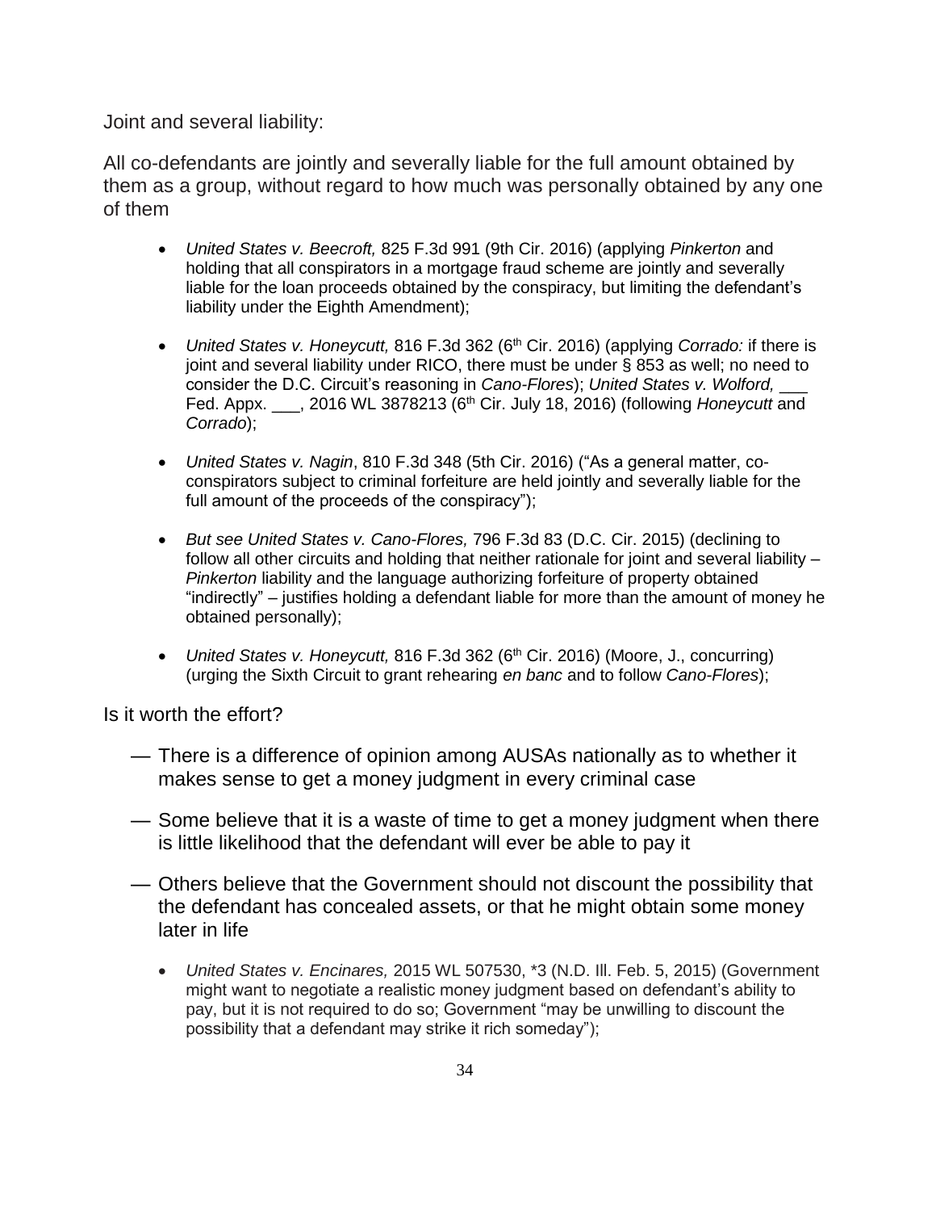Joint and several liability:

All co-defendants are jointly and severally liable for the full amount obtained by them as a group, without regard to how much was personally obtained by any one of them

- *United States v. Beecroft,* 825 F.3d 991 (9th Cir. 2016) (applying *Pinkerton* and holding that all conspirators in a mortgage fraud scheme are jointly and severally liable for the loan proceeds obtained by the conspiracy, but limiting the defendant's liability under the Eighth Amendment);

- *United States v. Honeycutt,* 816 F.3d 362 (6th Cir. 2016) (applying *Corrado:* if there is joint and several liability under RICO, there must be under § 853 as well; no need to consider the D.C. Circuit's reasoning in *Cano-Flores*); *United States v. Wolford,* ___ Fed. Appx. ___, 2016 WL 3878213 (6th Cir. July 18, 2016) (following *Honeycutt* and *Corrado*);

- *United States v. Nagin*, 810 F.3d 348 (5th Cir. 2016) ("As a general matter, co-conspirators subject to criminal forfeiture are held jointly and severally liable for the full amount of the proceeds of the conspiracy");

- *But see United States v. Cano-Flores,* 796 F.3d 83 (D.C. Cir. 2015) (declining to follow all other circuits and holding that neither rationale for joint and several liability – *Pinkerton* liability and the language authorizing forfeiture of property obtained "indirectly" – justifies holding a defendant liable for more than the amount of money he obtained personally);

- *United States v. Honeycutt,* 816 F.3d 362 (6th Cir. 2016) (Moore, J., concurring) (urging the Sixth Circuit to grant rehearing *en banc* and to follow *Cano-Flores*);

Is it worth the effort?

— There is a difference of opinion among AUSAs nationally as to whether it makes sense to get a money judgment in every criminal case

— Some believe that it is a waste of time to get a money judgment when there is little likelihood that the defendant will ever be able to pay it

— Others believe that the Government should not discount the possibility that the defendant has concealed assets, or that he might obtain some money later in life

- *United States v. Encinares,* 2015 WL 507530, *3 (N.D. Ill. Feb. 5, 2015) (Government might want to negotiate a realistic money judgment based on defendant's ability to pay, but it is not required to do so; Government "may be unwilling to discount the possibility that a defendant may strike it rich someday");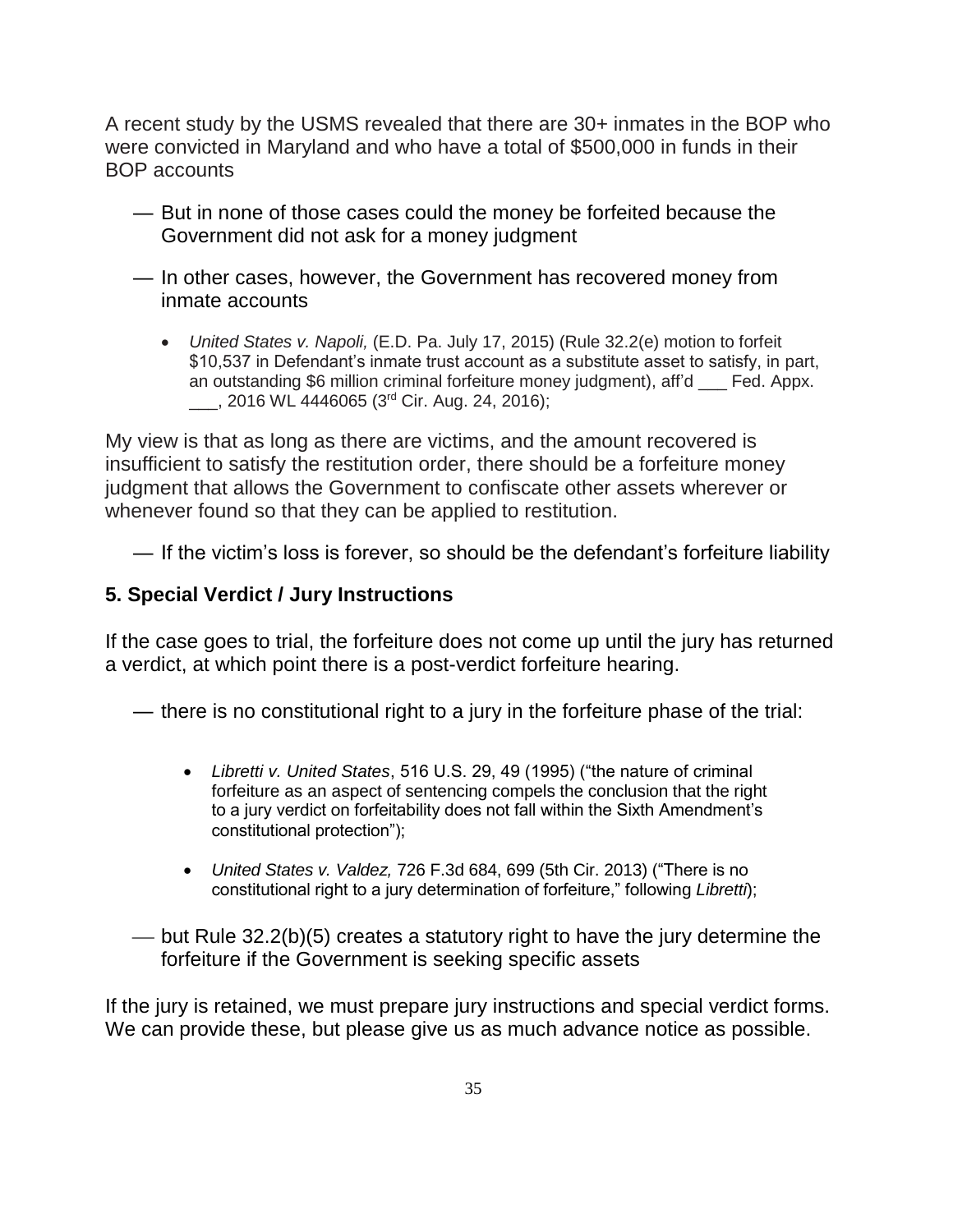A recent study by the USMS revealed that there are 30+ inmates in the BOP who were convicted in Maryland and who have a total of $500,000 in funds in their BOP accounts

— But in none of those cases could the money be forfeited because the Government did not ask for a money judgment

— In other cases, however, the Government has recovered money from inmate accounts

- *United States v. Napoli,* (E.D. Pa. July 17, 2015) (Rule 32.2(e) motion to forfeit $10,537 in Defendant's inmate trust account as a substitute asset to satisfy, in part, an outstanding $6 million criminal forfeiture money judgment), aff'd ___ Fed. Appx. ___, 2016 WL 4446065 (3rd Cir. Aug. 24, 2016);

My view is that as long as there are victims, and the amount recovered is insufficient to satisfy the restitution order, there should be a forfeiture money judgment that allows the Government to confiscate other assets wherever or whenever found so that they can be applied to restitution.

— If the victim's loss is forever, so should be the defendant's forfeiture liability

## 5. Special Verdict / Jury Instructions

If the case goes to trial, the forfeiture does not come up until the jury has returned a verdict, at which point there is a post-verdict forfeiture hearing.

— there is no constitutional right to a jury in the forfeiture phase of the trial:

- *Libretti v. United States*, 516 U.S. 29, 49 (1995) ("the nature of criminal forfeiture as an aspect of sentencing compels the conclusion that the right to a jury verdict on forfeitability does not fall within the Sixth Amendment's constitutional protection");

- *United States v. Valdez,* 726 F.3d 684, 699 (5th Cir. 2013) ("There is no constitutional right to a jury determination of forfeiture," following *Libretti*);

— but Rule 32.2(b)(5) creates a statutory right to have the jury determine the forfeiture if the Government is seeking specific assets

If the jury is retained, we must prepare jury instructions and special verdict forms. We can provide these, but please give us as much advance notice as possible.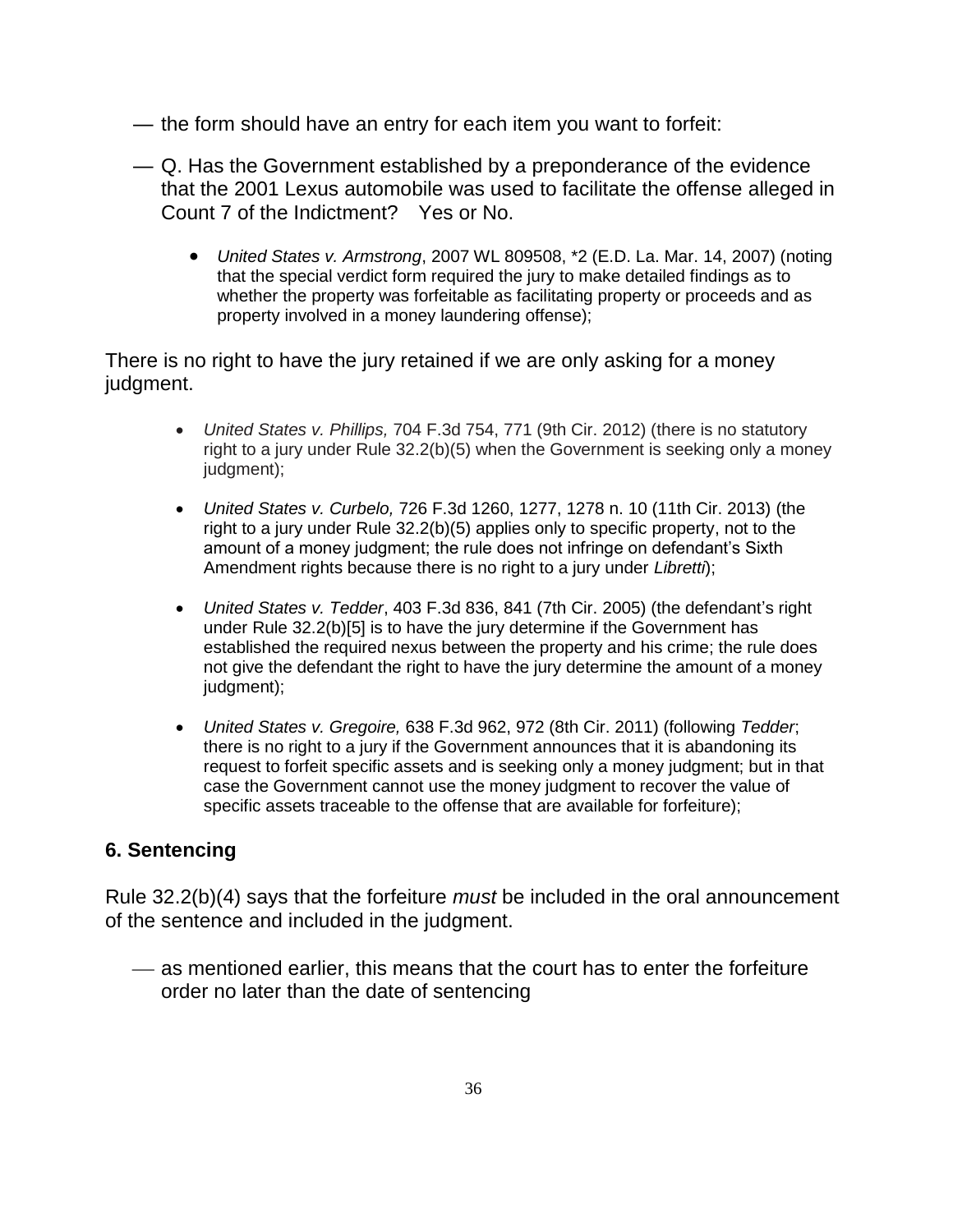— the form should have an entry for each item you want to forfeit:

— Q. Has the Government established by a preponderance of the evidence that the 2001 Lexus automobile was used to facilitate the offense alleged in Count 7 of the Indictment?   Yes or No.

- *United States v. Armstrong*, 2007 WL 809508, *2 (E.D. La. Mar. 14, 2007) (noting that the special verdict form required the jury to make detailed findings as to whether the property was forfeitable as facilitating property or proceeds and as property involved in a money laundering offense);

There is no right to have the jury retained if we are only asking for a money judgment.

- *United States v. Phillips,* 704 F.3d 754, 771 (9th Cir. 2012) (there is no statutory right to a jury under Rule 32.2(b)(5) when the Government is seeking only a money judgment);
- *United States v. Curbelo,* 726 F.3d 1260, 1277, 1278 n. 10 (11th Cir. 2013) (the right to a jury under Rule 32.2(b)(5) applies only to specific property, not to the amount of a money judgment; the rule does not infringe on defendant's Sixth Amendment rights because there is no right to a jury under *Libretti*);
- *United States v. Tedder*, 403 F.3d 836, 841 (7th Cir. 2005) (the defendant's right under Rule 32.2(b)[5] is to have the jury determine if the Government has established the required nexus between the property and his crime; the rule does not give the defendant the right to have the jury determine the amount of a money judgment);
- *United States v. Gregoire,* 638 F.3d 962, 972 (8th Cir. 2011) (following *Tedder*; there is no right to a jury if the Government announces that it is abandoning its request to forfeit specific assets and is seeking only a money judgment; but in that case the Government cannot use the money judgment to recover the value of specific assets traceable to the offense that are available for forfeiture);

### 6. Sentencing

Rule 32.2(b)(4) says that the forfeiture *must* be included in the oral announcement of the sentence and included in the judgment.

— as mentioned earlier, this means that the court has to enter the forfeiture order no later than the date of sentencing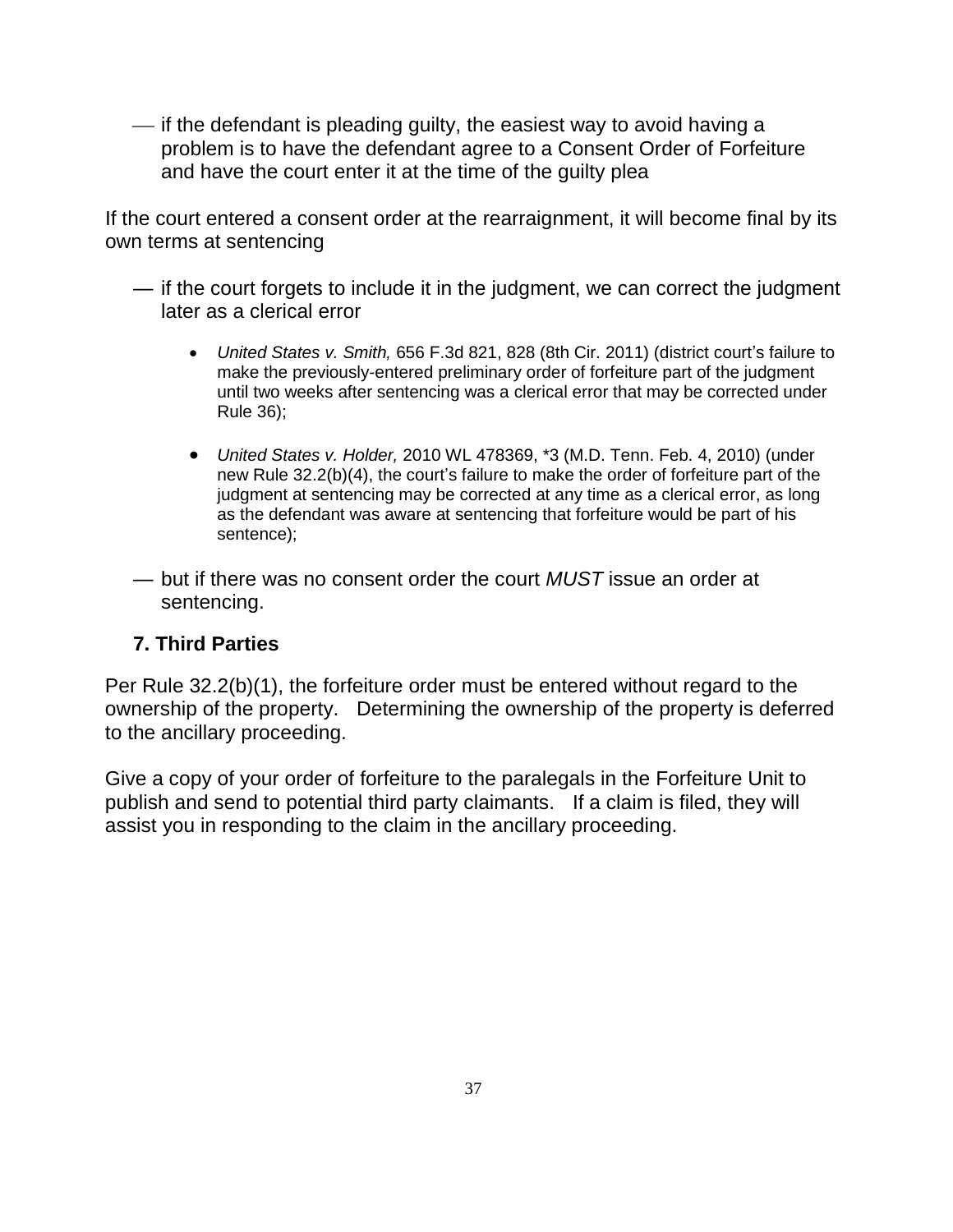— if the defendant is pleading guilty, the easiest way to avoid having a problem is to have the defendant agree to a Consent Order of Forfeiture and have the court enter it at the time of the guilty plea

If the court entered a consent order at the rearraignment, it will become final by its own terms at sentencing

— if the court forgets to include it in the judgment, we can correct the judgment later as a clerical error

- *United States v. Smith,* 656 F.3d 821, 828 (8th Cir. 2011) (district court's failure to make the previously-entered preliminary order of forfeiture part of the judgment until two weeks after sentencing was a clerical error that may be corrected under Rule 36);

- *United States v. Holder,* 2010 WL 478369, *3 (M.D. Tenn. Feb. 4, 2010) (under new Rule 32.2(b)(4), the court's failure to make the order of forfeiture part of the judgment at sentencing may be corrected at any time as a clerical error, as long as the defendant was aware at sentencing that forfeiture would be part of his sentence);

— but if there was no consent order the court *MUST* issue an order at sentencing.

### 7. Third Parties

Per Rule 32.2(b)(1), the forfeiture order must be entered without regard to the ownership of the property. Determining the ownership of the property is deferred to the ancillary proceeding.

Give a copy of your order of forfeiture to the paralegals in the Forfeiture Unit to publish and send to potential third party claimants. If a claim is filed, they will assist you in responding to the claim in the ancillary proceeding.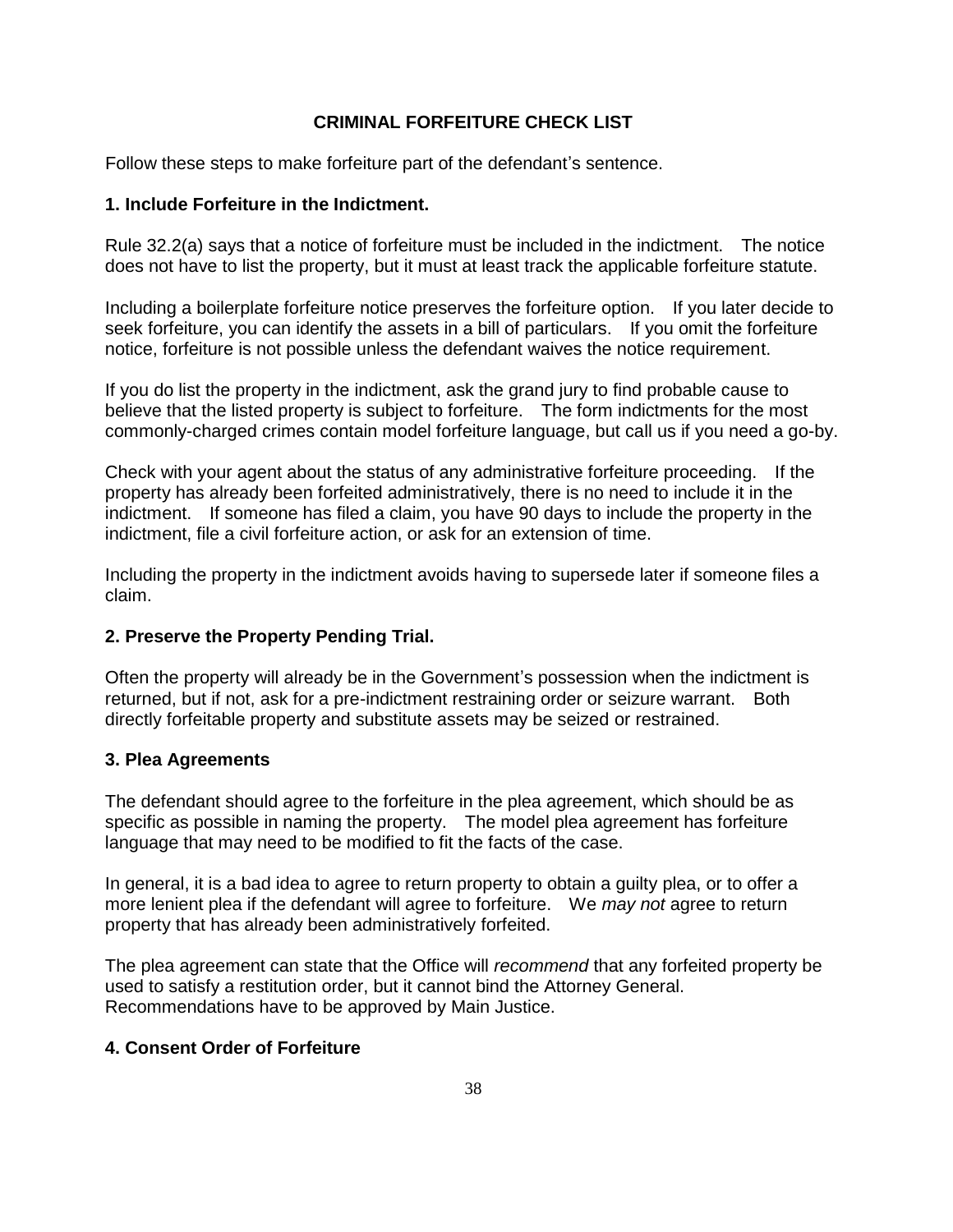## CRIMINAL FORFEITURE CHECK LIST

Follow these steps to make forfeiture part of the defendant's sentence.

### 1. Include Forfeiture in the Indictment.

Rule 32.2(a) says that a notice of forfeiture must be included in the indictment. The notice does not have to list the property, but it must at least track the applicable forfeiture statute.

Including a boilerplate forfeiture notice preserves the forfeiture option. If you later decide to seek forfeiture, you can identify the assets in a bill of particulars. If you omit the forfeiture notice, forfeiture is not possible unless the defendant waives the notice requirement.

If you do list the property in the indictment, ask the grand jury to find probable cause to believe that the listed property is subject to forfeiture. The form indictments for the most commonly-charged crimes contain model forfeiture language, but call us if you need a go-by.

Check with your agent about the status of any administrative forfeiture proceeding. If the property has already been forfeited administratively, there is no need to include it in the indictment. If someone has filed a claim, you have 90 days to include the property in the indictment, file a civil forfeiture action, or ask for an extension of time.

Including the property in the indictment avoids having to supersede later if someone files a claim.

### 2. Preserve the Property Pending Trial.

Often the property will already be in the Government's possession when the indictment is returned, but if not, ask for a pre-indictment restraining order or seizure warrant. Both directly forfeitable property and substitute assets may be seized or restrained.

### 3. Plea Agreements

The defendant should agree to the forfeiture in the plea agreement, which should be as specific as possible in naming the property. The model plea agreement has forfeiture language that may need to be modified to fit the facts of the case.

In general, it is a bad idea to agree to return property to obtain a guilty plea, or to offer a more lenient plea if the defendant will agree to forfeiture. We *may not* agree to return property that has already been administratively forfeited.

The plea agreement can state that the Office will *recommend* that any forfeited property be used to satisfy a restitution order, but it cannot bind the Attorney General. Recommendations have to be approved by Main Justice.

### 4. Consent Order of Forfeiture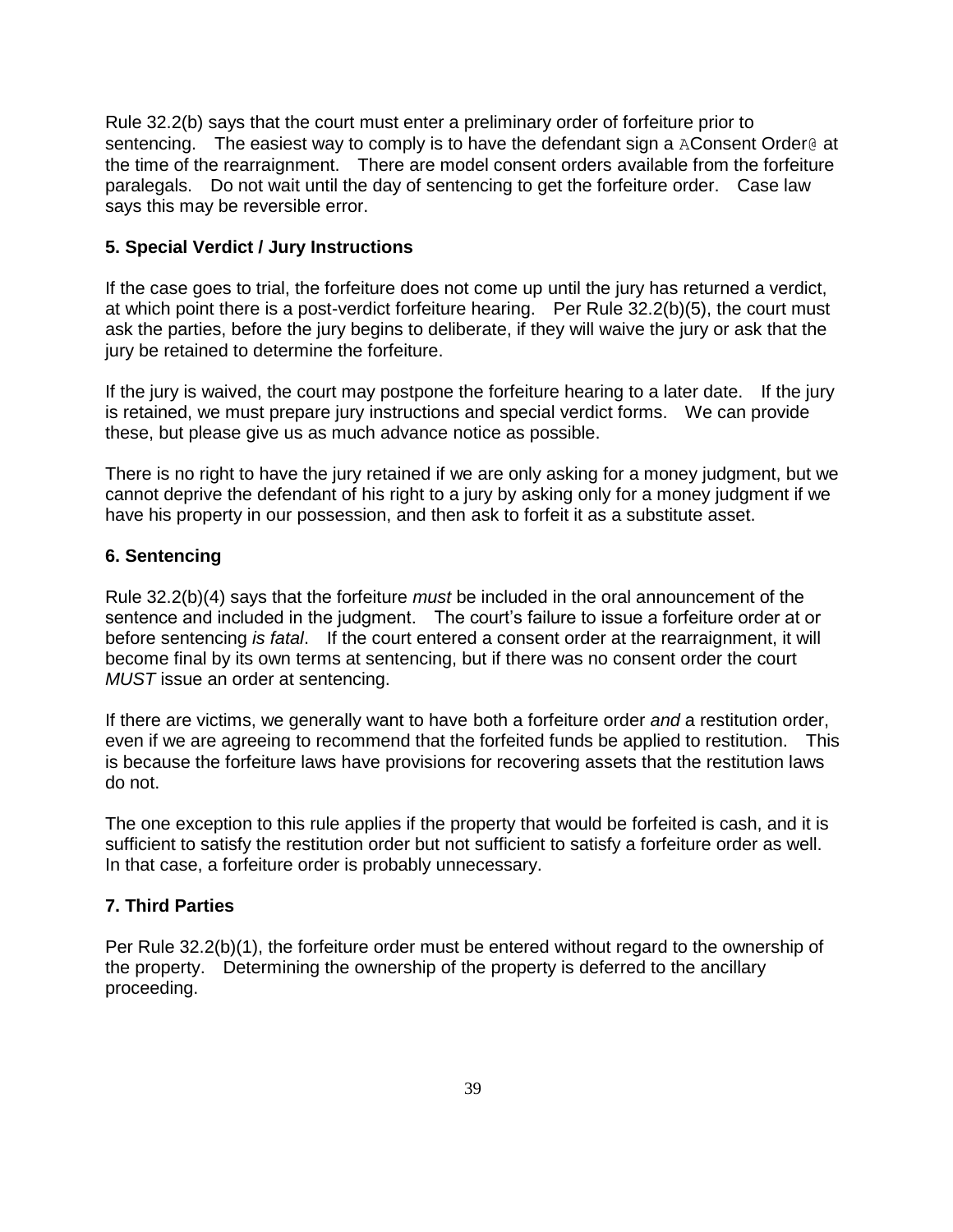Rule 32.2(b) says that the court must enter a preliminary order of forfeiture prior to sentencing. The easiest way to comply is to have the defendant sign a AConsent Order@ at the time of the rearraignment. There are model consent orders available from the forfeiture paralegals. Do not wait until the day of sentencing to get the forfeiture order. Case law says this may be reversible error.

### 5. Special Verdict / Jury Instructions

If the case goes to trial, the forfeiture does not come up until the jury has returned a verdict, at which point there is a post-verdict forfeiture hearing. Per Rule 32.2(b)(5), the court must ask the parties, before the jury begins to deliberate, if they will waive the jury or ask that the jury be retained to determine the forfeiture.

If the jury is waived, the court may postpone the forfeiture hearing to a later date. If the jury is retained, we must prepare jury instructions and special verdict forms. We can provide these, but please give us as much advance notice as possible.

There is no right to have the jury retained if we are only asking for a money judgment, but we cannot deprive the defendant of his right to a jury by asking only for a money judgment if we have his property in our possession, and then ask to forfeit it as a substitute asset.

### 6. Sentencing

Rule 32.2(b)(4) says that the forfeiture *must* be included in the oral announcement of the sentence and included in the judgment. The court's failure to issue a forfeiture order at or before sentencing *is fatal*. If the court entered a consent order at the rearraignment, it will become final by its own terms at sentencing, but if there was no consent order the court *MUST* issue an order at sentencing.

If there are victims, we generally want to have both a forfeiture order *and* a restitution order, even if we are agreeing to recommend that the forfeited funds be applied to restitution. This is because the forfeiture laws have provisions for recovering assets that the restitution laws do not.

The one exception to this rule applies if the property that would be forfeited is cash, and it is sufficient to satisfy the restitution order but not sufficient to satisfy a forfeiture order as well. In that case, a forfeiture order is probably unnecessary.

### 7. Third Parties

Per Rule 32.2(b)(1), the forfeiture order must be entered without regard to the ownership of the property. Determining the ownership of the property is deferred to the ancillary proceeding.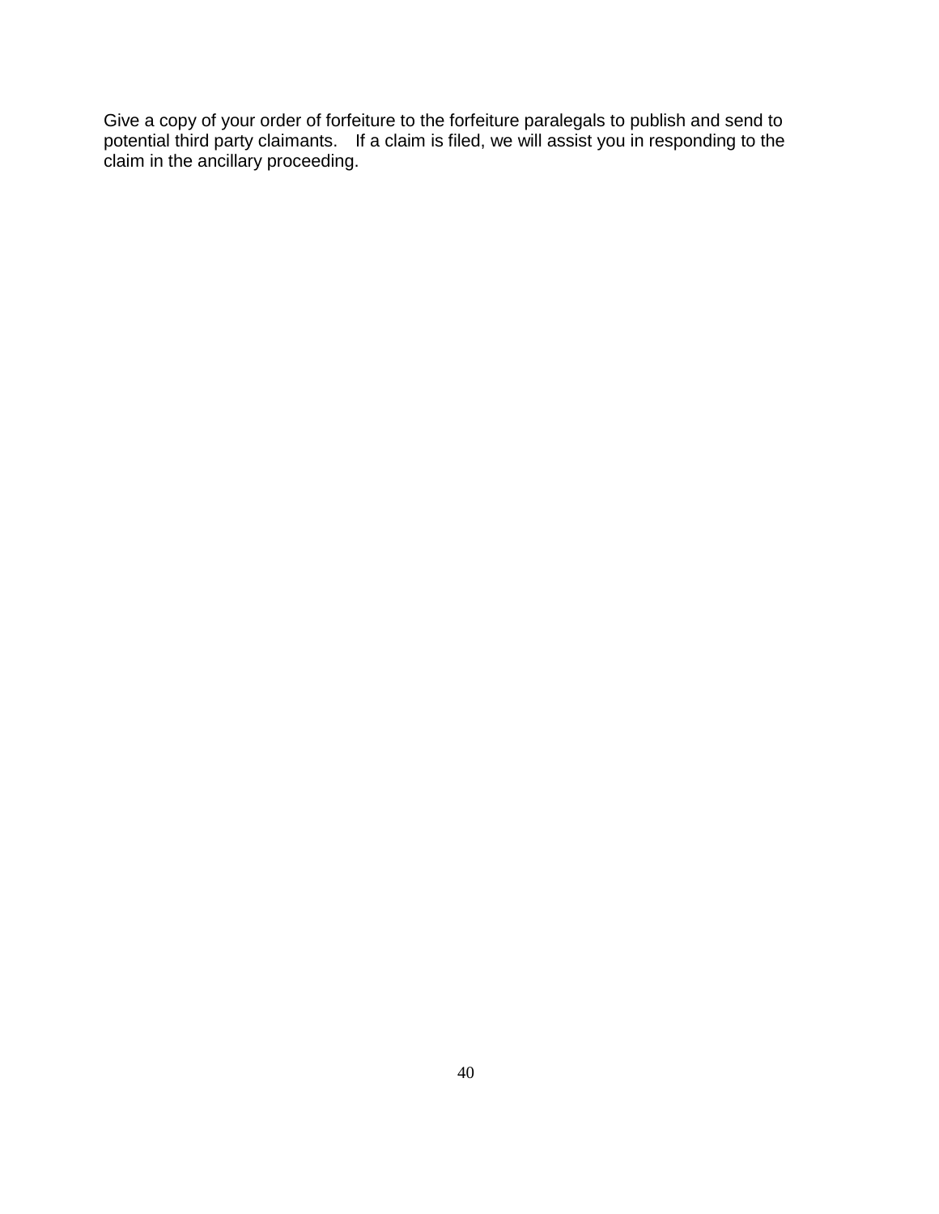Give a copy of your order of forfeiture to the forfeiture paralegals to publish and send to potential third party claimants. If a claim is filed, we will assist you in responding to the claim in the ancillary proceeding.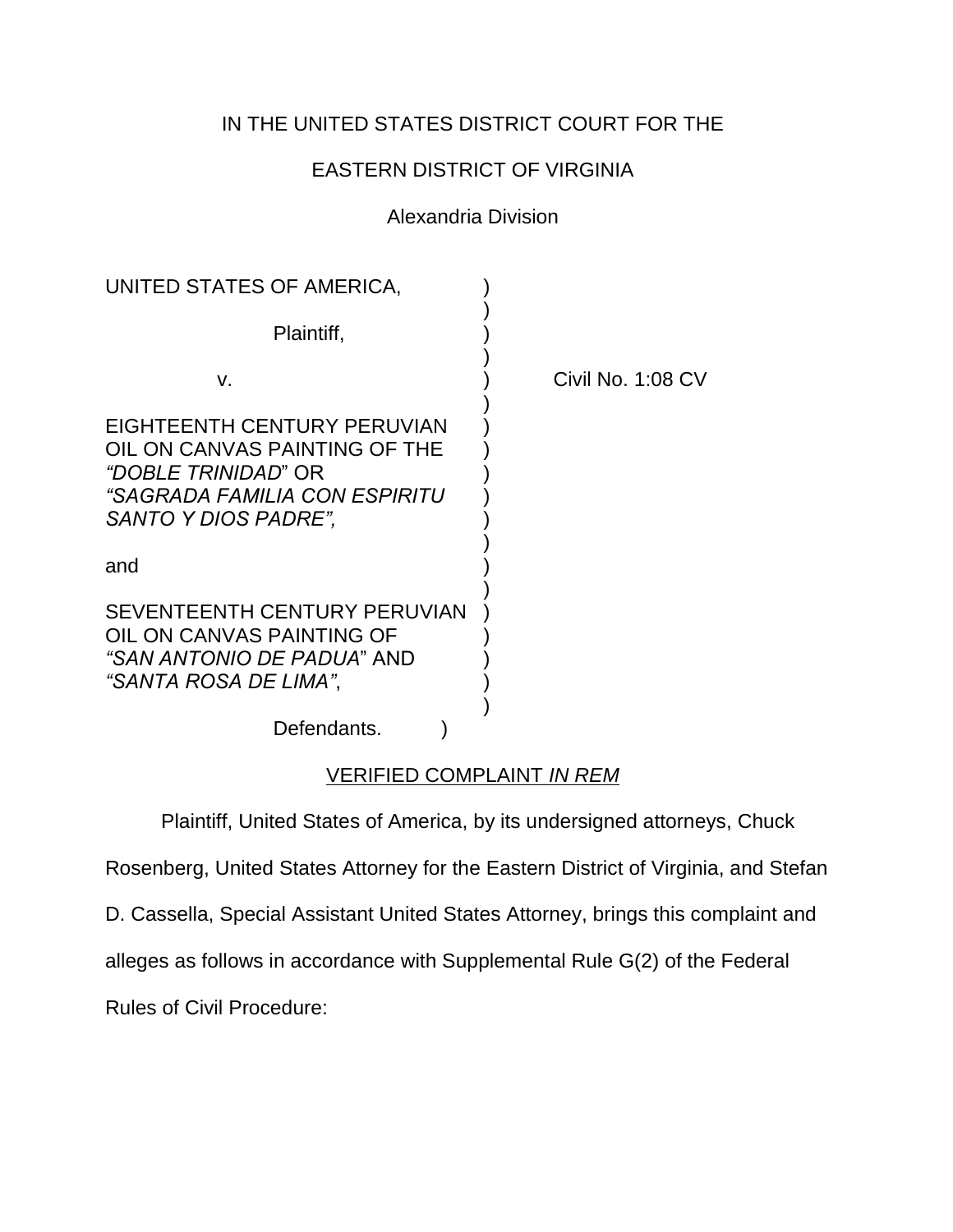IN THE UNITED STATES DISTRICT COURT FOR THE

EASTERN DISTRICT OF VIRGINIA

Alexandria Division

| | | |
|---|---|---|
| UNITED STATES OF AMERICA, | ) | |
| Plaintiff, | ) | |
| v. | ) | Civil No. 1:08 CV |
| EIGHTEENTH CENTURY PERUVIAN OIL ON CANVAS PAINTING OF THE *"DOBLE TRINIDAD"* OR *"SAGRADA FAMILIA CON ESPIRITU SANTO Y DIOS PADRE",* | ) | |
| and | ) | |
| SEVENTEENTH CENTURY PERUVIAN OIL ON CANVAS PAINTING OF *"SAN ANTONIO DE PADUA"* AND *"SANTA ROSA DE LIMA"*, | ) | |
| Defendants. | ) | |

VERIFIED COMPLAINT *IN REM*

Plaintiff, United States of America, by its undersigned attorneys, Chuck Rosenberg, United States Attorney for the Eastern District of Virginia, and Stefan D. Cassella, Special Assistant United States Attorney, brings this complaint and alleges as follows in accordance with Supplemental Rule G(2) of the Federal Rules of Civil Procedure: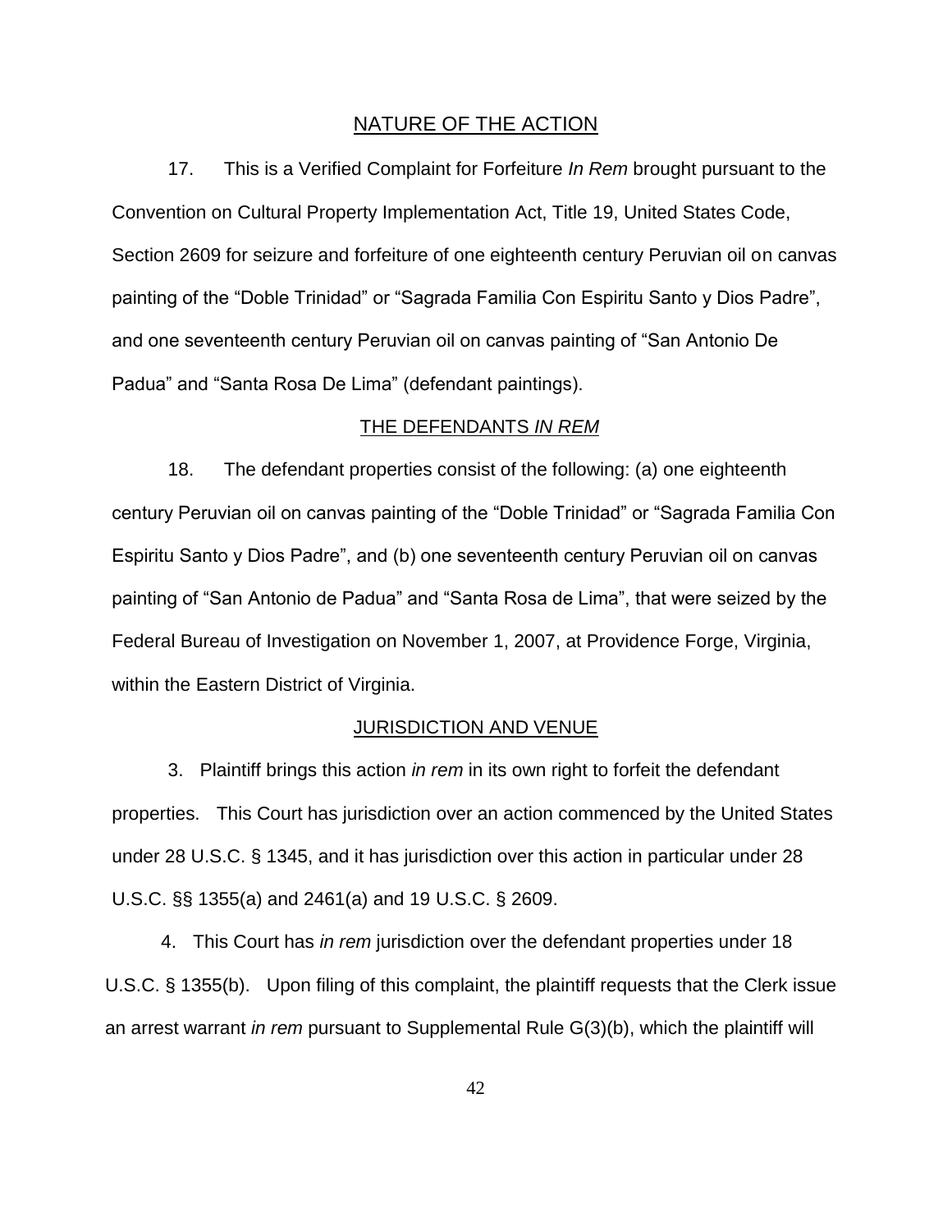## NATURE OF THE ACTION

17. This is a Verified Complaint for Forfeiture *In Rem* brought pursuant to the Convention on Cultural Property Implementation Act, Title 19, United States Code, Section 2609 for seizure and forfeiture of one eighteenth century Peruvian oil on canvas painting of the "Doble Trinidad" or "Sagrada Familia Con Espiritu Santo y Dios Padre", and one seventeenth century Peruvian oil on canvas painting of "San Antonio De Padua" and "Santa Rosa De Lima" (defendant paintings).

## THE DEFENDANTS *IN REM*

18. The defendant properties consist of the following: (a) one eighteenth century Peruvian oil on canvas painting of the "Doble Trinidad" or "Sagrada Familia Con Espiritu Santo y Dios Padre", and (b) one seventeenth century Peruvian oil on canvas painting of "San Antonio de Padua" and "Santa Rosa de Lima", that were seized by the Federal Bureau of Investigation on November 1, 2007, at Providence Forge, Virginia, within the Eastern District of Virginia.

## JURISDICTION AND VENUE

3. Plaintiff brings this action *in rem* in its own right to forfeit the defendant properties. This Court has jurisdiction over an action commenced by the United States under 28 U.S.C. § 1345, and it has jurisdiction over this action in particular under 28 U.S.C. §§ 1355(a) and 2461(a) and 19 U.S.C. § 2609.

4. This Court has *in rem* jurisdiction over the defendant properties under 18 U.S.C. § 1355(b). Upon filing of this complaint, the plaintiff requests that the Clerk issue an arrest warrant *in rem* pursuant to Supplemental Rule G(3)(b), which the plaintiff will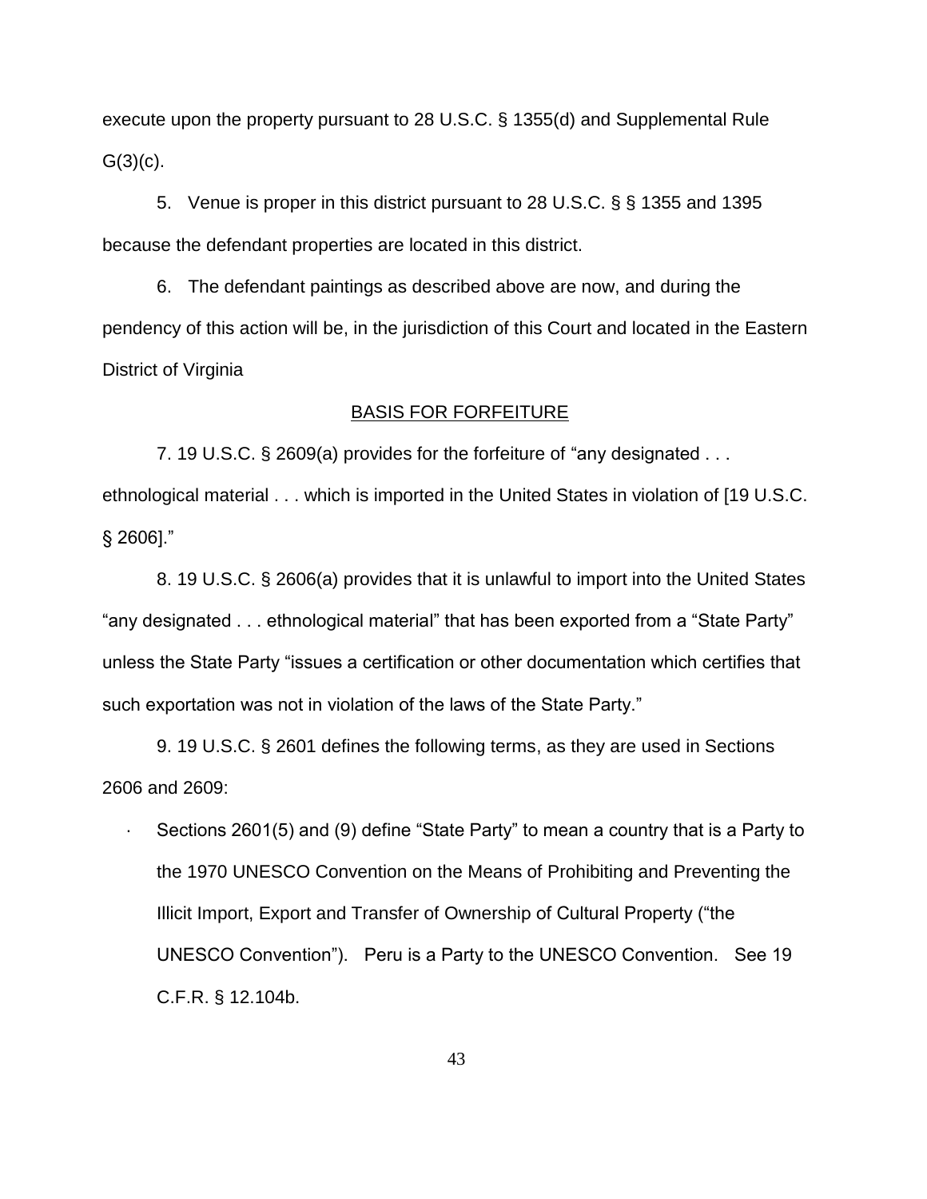execute upon the property pursuant to 28 U.S.C. § 1355(d) and Supplemental Rule G(3)(c).

5. Venue is proper in this district pursuant to 28 U.S.C. § § 1355 and 1395 because the defendant properties are located in this district.

6. The defendant paintings as described above are now, and during the pendency of this action will be, in the jurisdiction of this Court and located in the Eastern District of Virginia

## BASIS FOR FORFEITURE

7. 19 U.S.C. § 2609(a) provides for the forfeiture of "any designated . . . ethnological material . . . which is imported in the United States in violation of [19 U.S.C. § 2606]."

8. 19 U.S.C. § 2606(a) provides that it is unlawful to import into the United States "any designated . . . ethnological material" that has been exported from a "State Party" unless the State Party "issues a certification or other documentation which certifies that such exportation was not in violation of the laws of the State Party."

9. 19 U.S.C. § 2601 defines the following terms, as they are used in Sections 2606 and 2609:

- Sections 2601(5) and (9) define "State Party" to mean a country that is a Party to the 1970 UNESCO Convention on the Means of Prohibiting and Preventing the Illicit Import, Export and Transfer of Ownership of Cultural Property ("the UNESCO Convention"). Peru is a Party to the UNESCO Convention. See 19 C.F.R. § 12.104b.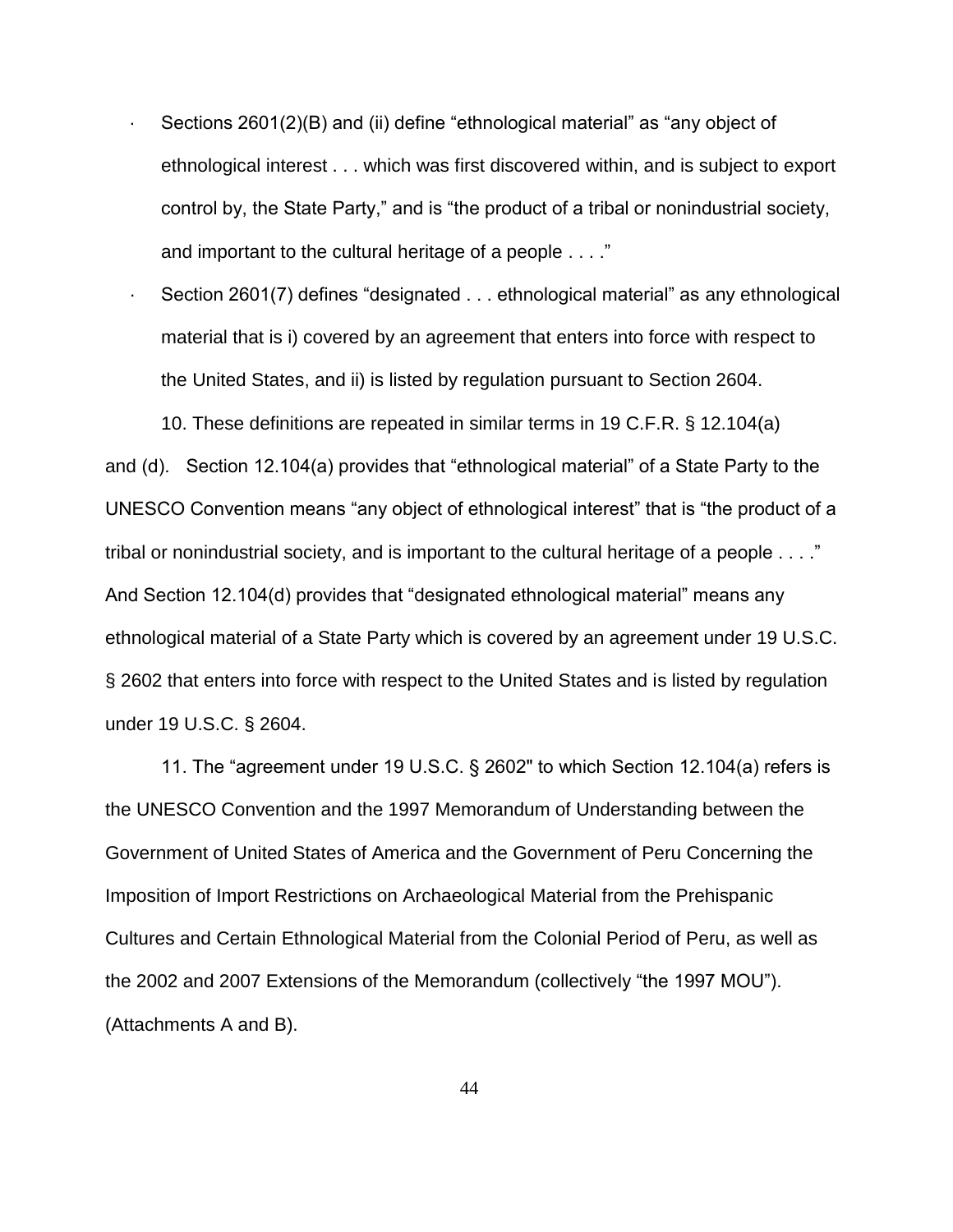- Sections 2601(2)(B) and (ii) define "ethnological material" as "any object of ethnological interest . . . which was first discovered within, and is subject to export control by, the State Party," and is "the product of a tribal or nonindustrial society, and important to the cultural heritage of a people . . . ."
- Section 2601(7) defines "designated . . . ethnological material" as any ethnological material that is i) covered by an agreement that enters into force with respect to the United States, and ii) is listed by regulation pursuant to Section 2604.

10. These definitions are repeated in similar terms in 19 C.F.R. § 12.104(a) and (d). Section 12.104(a) provides that "ethnological material" of a State Party to the UNESCO Convention means "any object of ethnological interest" that is "the product of a tribal or nonindustrial society, and is important to the cultural heritage of a people . . . ." And Section 12.104(d) provides that "designated ethnological material" means any ethnological material of a State Party which is covered by an agreement under 19 U.S.C. § 2602 that enters into force with respect to the United States and is listed by regulation under 19 U.S.C. § 2604.

11. The "agreement under 19 U.S.C. § 2602" to which Section 12.104(a) refers is the UNESCO Convention and the 1997 Memorandum of Understanding between the Government of United States of America and the Government of Peru Concerning the Imposition of Import Restrictions on Archaeological Material from the Prehispanic Cultures and Certain Ethnological Material from the Colonial Period of Peru, as well as the 2002 and 2007 Extensions of the Memorandum (collectively "the 1997 MOU"). (Attachments A and B).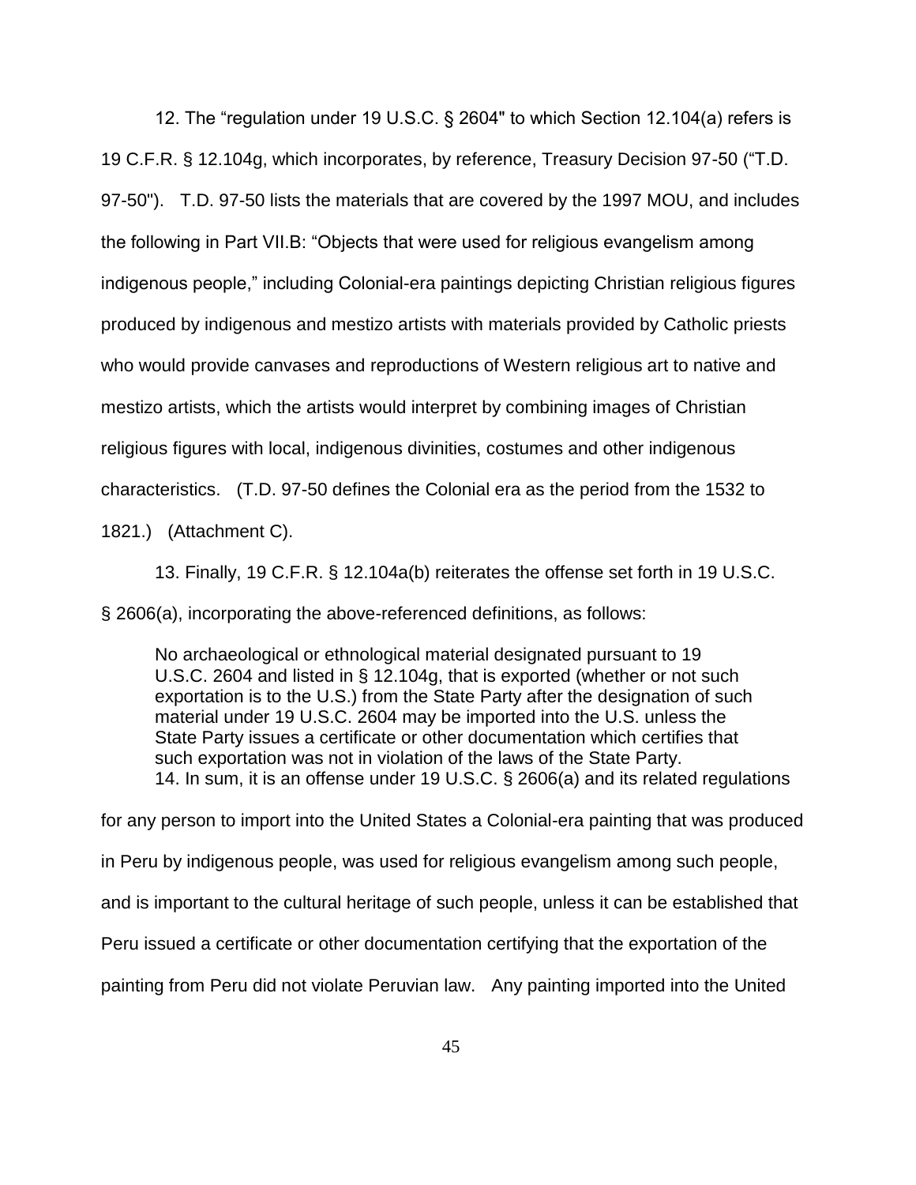12. The "regulation under 19 U.S.C. § 2604" to which Section 12.104(a) refers is 19 C.F.R. § 12.104g, which incorporates, by reference, Treasury Decision 97-50 ("T.D. 97-50"). T.D. 97-50 lists the materials that are covered by the 1997 MOU, and includes the following in Part VII.B: "Objects that were used for religious evangelism among indigenous people," including Colonial-era paintings depicting Christian religious figures produced by indigenous and mestizo artists with materials provided by Catholic priests who would provide canvases and reproductions of Western religious art to native and mestizo artists, which the artists would interpret by combining images of Christian religious figures with local, indigenous divinities, costumes and other indigenous characteristics. (T.D. 97-50 defines the Colonial era as the period from the 1532 to 1821.) (Attachment C).

13. Finally, 19 C.F.R. § 12.104a(b) reiterates the offense set forth in 19 U.S.C. § 2606(a), incorporating the above-referenced definitions, as follows:

> No archaeological or ethnological material designated pursuant to 19 U.S.C. 2604 and listed in § 12.104g, that is exported (whether or not such exportation is to the U.S.) from the State Party after the designation of such material under 19 U.S.C. 2604 may be imported into the U.S. unless the State Party issues a certificate or other documentation which certifies that such exportation was not in violation of the laws of the State Party.

14. In sum, it is an offense under 19 U.S.C. § 2606(a) and its related regulations for any person to import into the United States a Colonial-era painting that was produced in Peru by indigenous people, was used for religious evangelism among such people, and is important to the cultural heritage of such people, unless it can be established that Peru issued a certificate or other documentation certifying that the exportation of the painting from Peru did not violate Peruvian law. Any painting imported into the United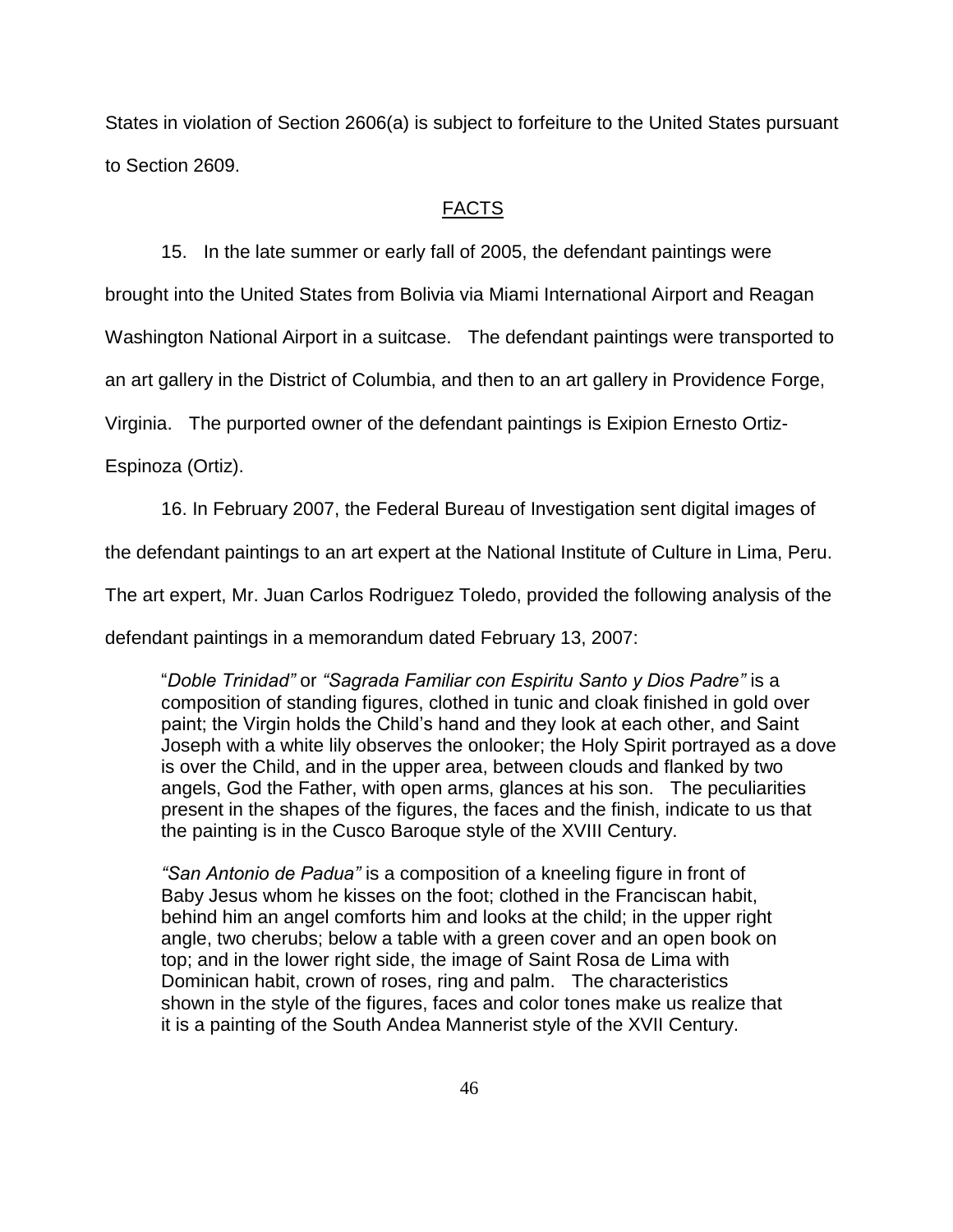States in violation of Section 2606(a) is subject to forfeiture to the United States pursuant to Section 2609.

## FACTS

15. In the late summer or early fall of 2005, the defendant paintings were brought into the United States from Bolivia via Miami International Airport and Reagan Washington National Airport in a suitcase. The defendant paintings were transported to an art gallery in the District of Columbia, and then to an art gallery in Providence Forge, Virginia. The purported owner of the defendant paintings is Exipion Ernesto Ortiz-Espinoza (Ortiz).

16. In February 2007, the Federal Bureau of Investigation sent digital images of the defendant paintings to an art expert at the National Institute of Culture in Lima, Peru. The art expert, Mr. Juan Carlos Rodriguez Toledo, provided the following analysis of the defendant paintings in a memorandum dated February 13, 2007:

> "*Doble Trinidad"* or *"Sagrada Familiar con Espiritu Santo y Dios Padre"* is a composition of standing figures, clothed in tunic and cloak finished in gold over paint; the Virgin holds the Child's hand and they look at each other, and Saint Joseph with a white lily observes the onlooker; the Holy Spirit portrayed as a dove is over the Child, and in the upper area, between clouds and flanked by two angels, God the Father, with open arms, glances at his son. The peculiarities present in the shapes of the figures, the faces and the finish, indicate to us that the painting is in the Cusco Baroque style of the XVIII Century.
>
> *"San Antonio de Padua"* is a composition of a kneeling figure in front of Baby Jesus whom he kisses on the foot; clothed in the Franciscan habit, behind him an angel comforts him and looks at the child; in the upper right angle, two cherubs; below a table with a green cover and an open book on top; and in the lower right side, the image of Saint Rosa de Lima with Dominican habit, crown of roses, ring and palm. The characteristics shown in the style of the figures, faces and color tones make us realize that it is a painting of the South Andea Mannerist style of the XVII Century.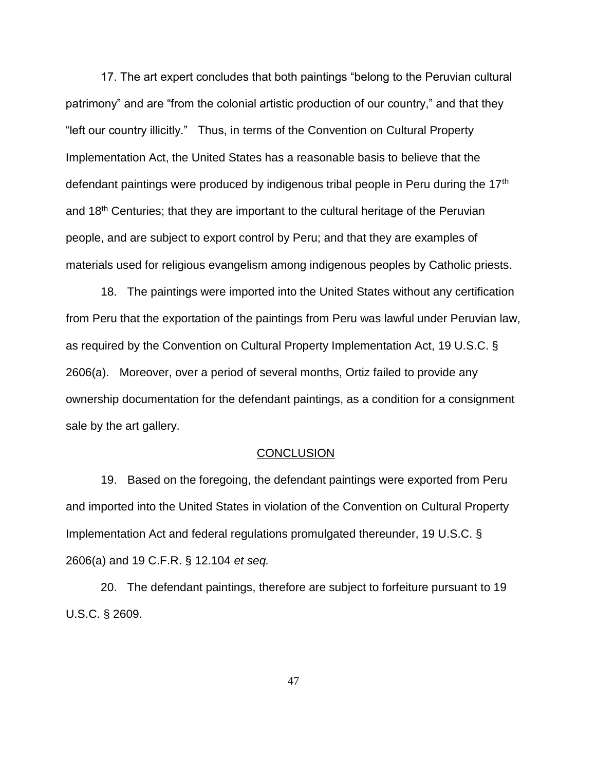17. The art expert concludes that both paintings "belong to the Peruvian cultural patrimony" and are "from the colonial artistic production of our country," and that they "left our country illicitly." Thus, in terms of the Convention on Cultural Property Implementation Act, the United States has a reasonable basis to believe that the defendant paintings were produced by indigenous tribal people in Peru during the 17th and 18th Centuries; that they are important to the cultural heritage of the Peruvian people, and are subject to export control by Peru; and that they are examples of materials used for religious evangelism among indigenous peoples by Catholic priests.

18. The paintings were imported into the United States without any certification from Peru that the exportation of the paintings from Peru was lawful under Peruvian law, as required by the Convention on Cultural Property Implementation Act, 19 U.S.C. § 2606(a). Moreover, over a period of several months, Ortiz failed to provide any ownership documentation for the defendant paintings, as a condition for a consignment sale by the art gallery.

## CONCLUSION

19. Based on the foregoing, the defendant paintings were exported from Peru and imported into the United States in violation of the Convention on Cultural Property Implementation Act and federal regulations promulgated thereunder, 19 U.S.C. § 2606(a) and 19 C.F.R. § 12.104 *et seq.*

20. The defendant paintings, therefore are subject to forfeiture pursuant to 19 U.S.C. § 2609.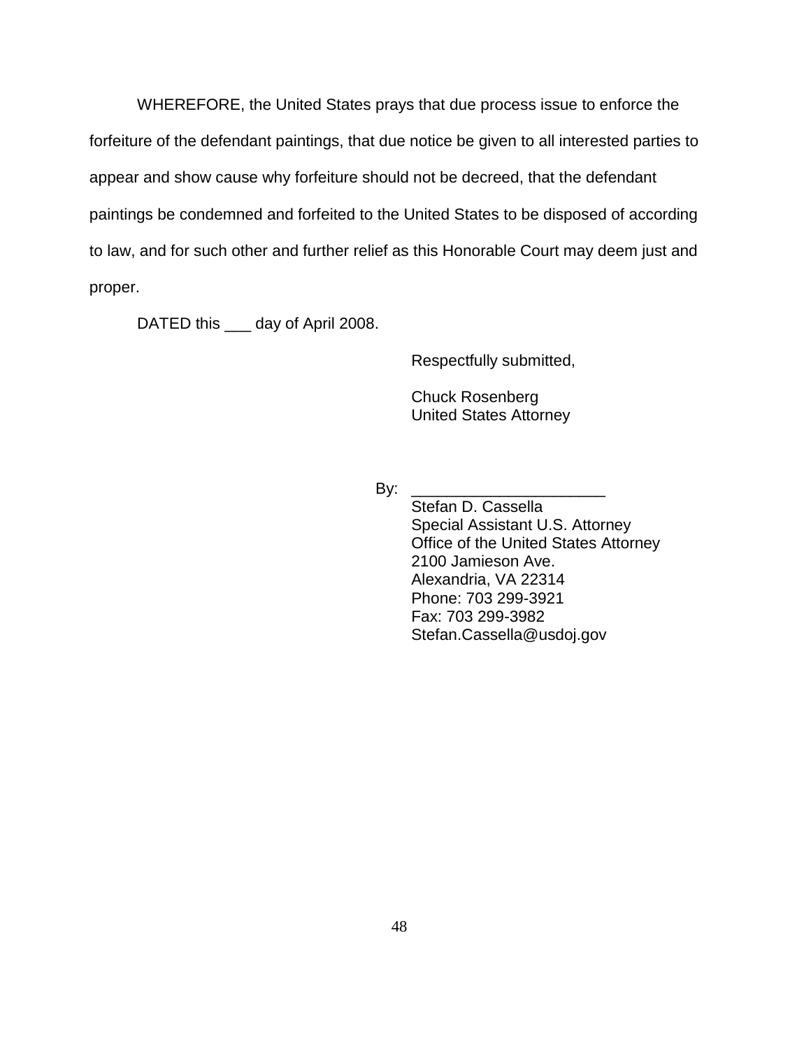WHEREFORE, the United States prays that due process issue to enforce the forfeiture of the defendant paintings, that due notice be given to all interested parties to appear and show cause why forfeiture should not be decreed, that the defendant paintings be condemned and forfeited to the United States to be disposed of according to law, and for such other and further relief as this Honorable Court may deem just and proper.

DATED this ___ day of April 2008.

Respectfully submitted,

Chuck Rosenberg
United States Attorney

By: ______________________
Stefan D. Cassella
Special Assistant U.S. Attorney
Office of the United States Attorney
2100 Jamieson Ave.
Alexandria, VA 22314
Phone: 703 299-3921
Fax: 703 299-3982
Stefan.Cassella@usdoj.gov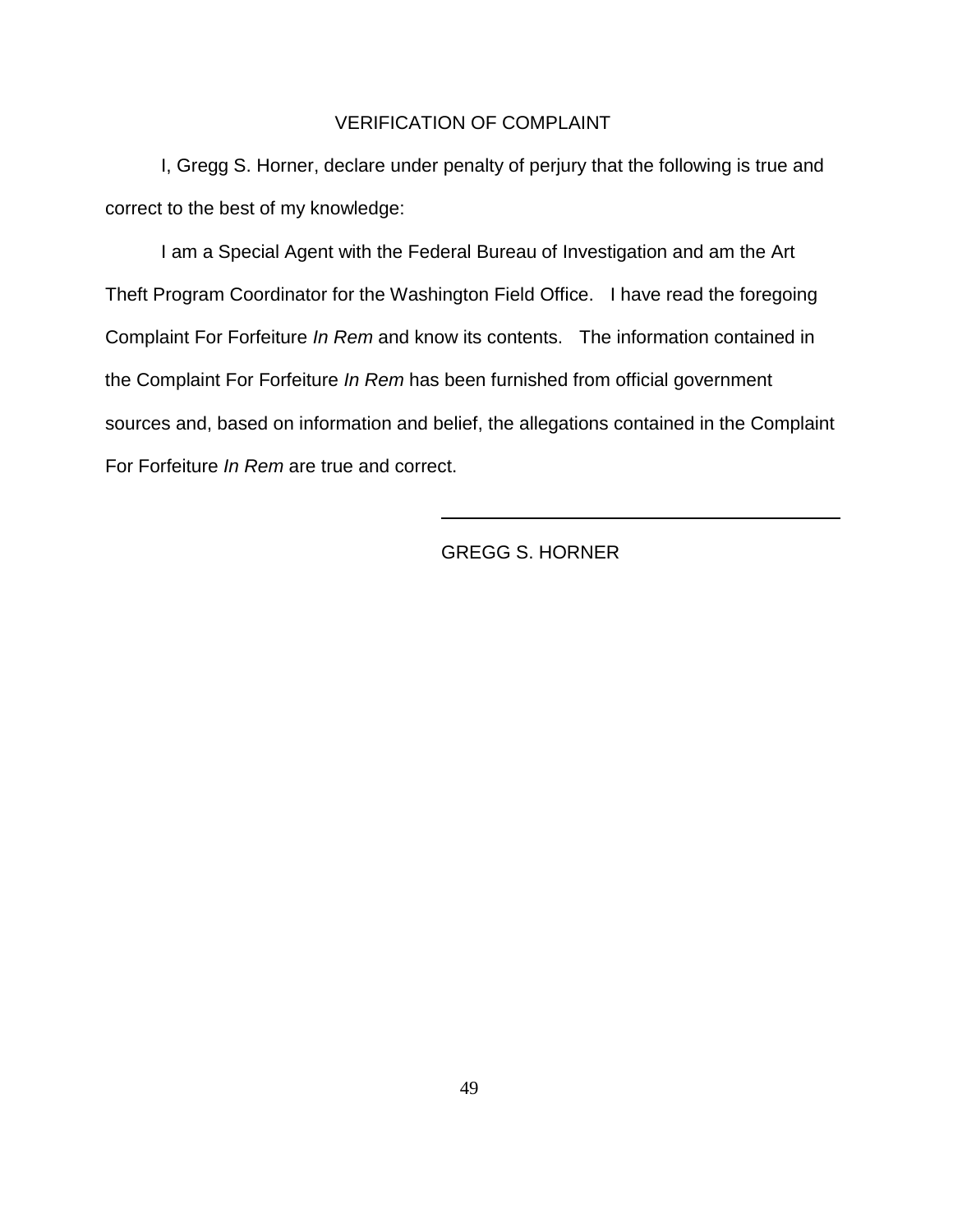## VERIFICATION OF COMPLAINT

I, Gregg S. Horner, declare under penalty of perjury that the following is true and correct to the best of my knowledge:

I am a Special Agent with the Federal Bureau of Investigation and am the Art Theft Program Coordinator for the Washington Field Office. I have read the foregoing Complaint For Forfeiture *In Rem* and know its contents. The information contained in the Complaint For Forfeiture *In Rem* has been furnished from official government sources and, based on information and belief, the allegations contained in the Complaint For Forfeiture *In Rem* are true and correct.

\_\_\_\_\_\_\_\_\_\_\_\_\_\_\_\_\_\_\_\_\_\_\_\_\_\_\_\_\_\_\_\_\_\_\_\_\_\_\_\_

GREGG S. HORNER